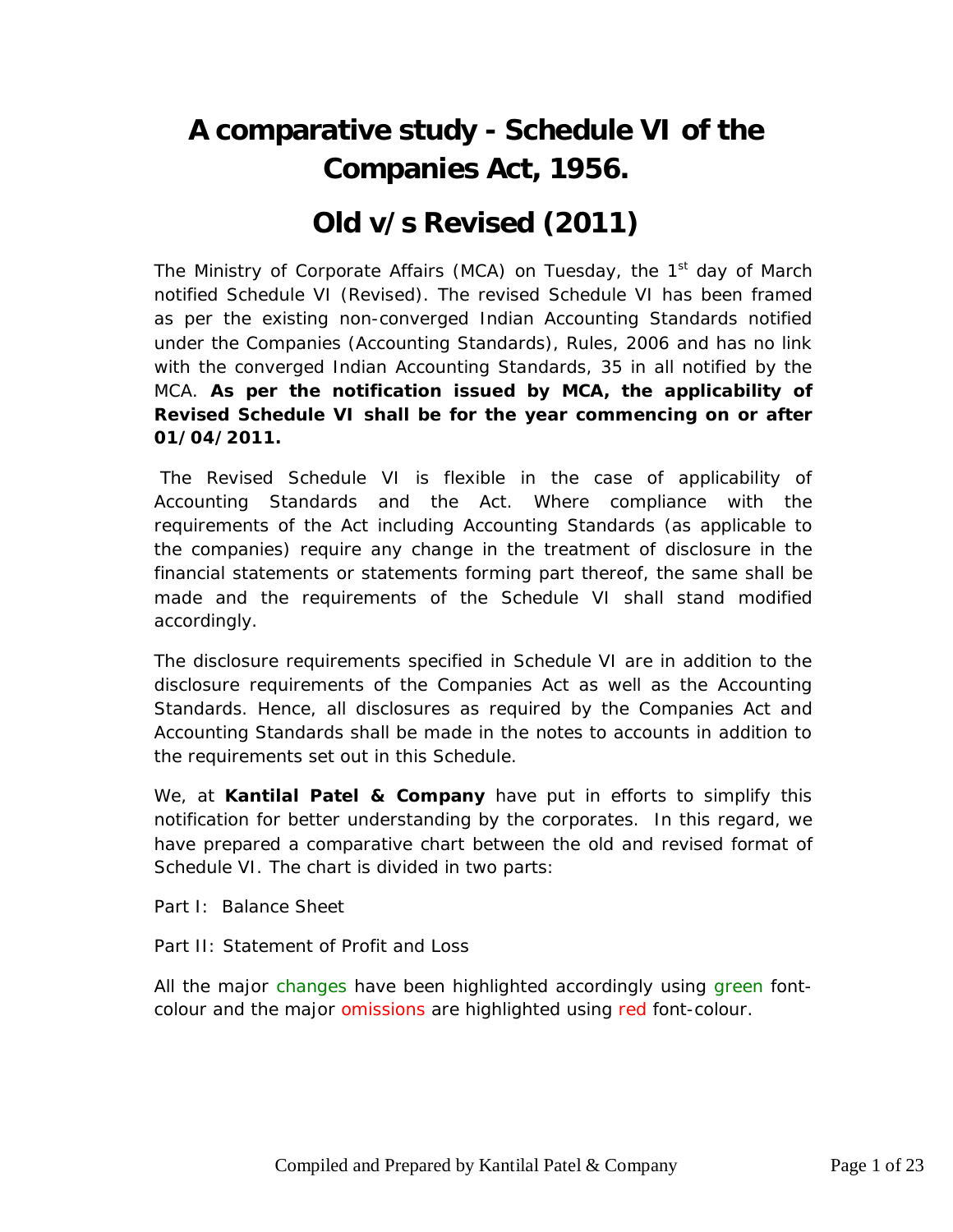# A comparative study - Schedule VI of the Companies Act, 1956.

# Old v/s Revised (2011)

The Ministry of Corporate Affairs (MCA) on Tuesday, the 1st day of March notified Schedule VI (Revised). The revised Schedule VI has been framed as per the existing non-converged Indian Accounting Standards notified under the Companies (Accounting Standards), Rules, 2006 and has no link with the converged Indian Accounting Standards, 35 in all notified by the MCA. **As per the notification issued by MCA, the applicability of Revised Schedule VI shall be for the year commencing on or after 01/04/2011.**

The Revised Schedule VI is flexible in the case of applicability of Accounting Standards and the Act. Where compliance with the requirements of the Act including Accounting Standards (as applicable to the companies) require any change in the treatment of disclosure in the financial statements or statements forming part thereof, the same shall be made and the requirements of the Schedule VI shall stand modified accordingly.

The disclosure requirements specified in Schedule VI are in addition to the disclosure requirements of the Companies Act as well as the Accounting Standards. Hence, all disclosures as required by the Companies Act and Accounting Standards shall be made in the notes to accounts in addition to the requirements set out in this Schedule.

We, at **Kantilal Patel & Company** have put in efforts to simplify this notification for better understanding by the corporates. In this regard, we have prepared a comparative chart between the old and revised format of Schedule VI. The chart is divided in two parts:

Part I: Balance Sheet

Part II: Statement of Profit and Loss

All the major changes have been highlighted accordingly using green font-colour and the major omissions are highlighted using red font-colour.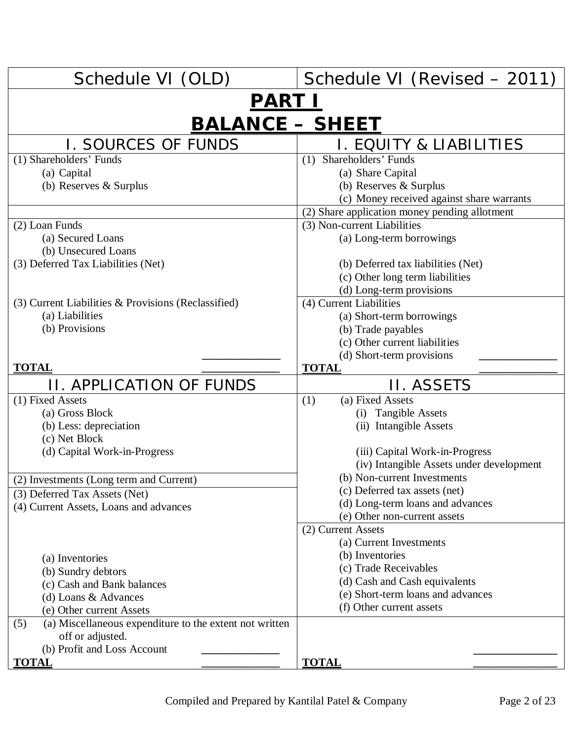| Schedule VI (OLD) | Schedule VI (Revised – 2011) |
|---|---|
| **PART I** | |
| **BALANCE – SHEET** | |
| I. SOURCES OF FUNDS | I. EQUITY & LIABILITIES |
| (1) Shareholders' Funds<br>(a) Capital<br>(b) Reserves & Surplus | (1) Shareholders' Funds<br>(a) Share Capital<br>(b) Reserves & Surplus<br>(c) Money received against share warrants |
| | (2) Share application money pending allotment |
| (2) Loan Funds<br>(a) Secured Loans<br>(b) Unsecured Loans<br>(3) Deferred Tax Liabilities (Net) | (3) Non-current Liabilities<br>(a) Long-term borrowings<br>(b) Deferred tax liabilities (Net)<br>(c) Other long term liabilities<br>(d) Long-term provisions |
| (3) Current Liabilities & Provisions (Reclassified)<br>(a) Liabilities<br>(b) Provisions | (4) Current Liabilities<br>(a) Short-term borrowings<br>(b) Trade payables<br>(c) Other current liabilities<br>(d) Short-term provisions |
| **TOTAL** | **TOTAL** |
| II. APPLICATION OF FUNDS | II. ASSETS |
| (1) Fixed Assets<br>(a) Gross Block<br>(b) Less: depreciation<br>(c) Net Block<br>(d) Capital Work-in-Progress | (1) (a) Fixed Assets<br>(i) Tangible Assets<br>(ii) Intangible Assets<br>(iii) Capital Work-in-Progress<br>(iv) Intangible Assets under development |
| (2) Investments (Long term and Current) | (b) Non-current Investments |
| (3) Deferred Tax Assets (Net)<br>(4) Current Assets, Loans and advances | (c) Deferred tax assets (net)<br>(d) Long-term loans and advances<br>(e) Other non-current assets |
| (a) Inventories<br>(b) Sundry debtors<br>(c) Cash and Bank balances<br>(d) Loans & Advances<br>(e) Other current Assets | (2) Current Assets<br>(a) Current Investments<br>(b) Inventories<br>(c) Trade Receivables<br>(d) Cash and Cash equivalents<br>(e) Short-term loans and advances<br>(f) Other current assets |
| (5) (a) Miscellaneous expenditure to the extent not written off or adjusted.<br>(b) Profit and Loss Account | |
| **TOTAL** | **TOTAL** |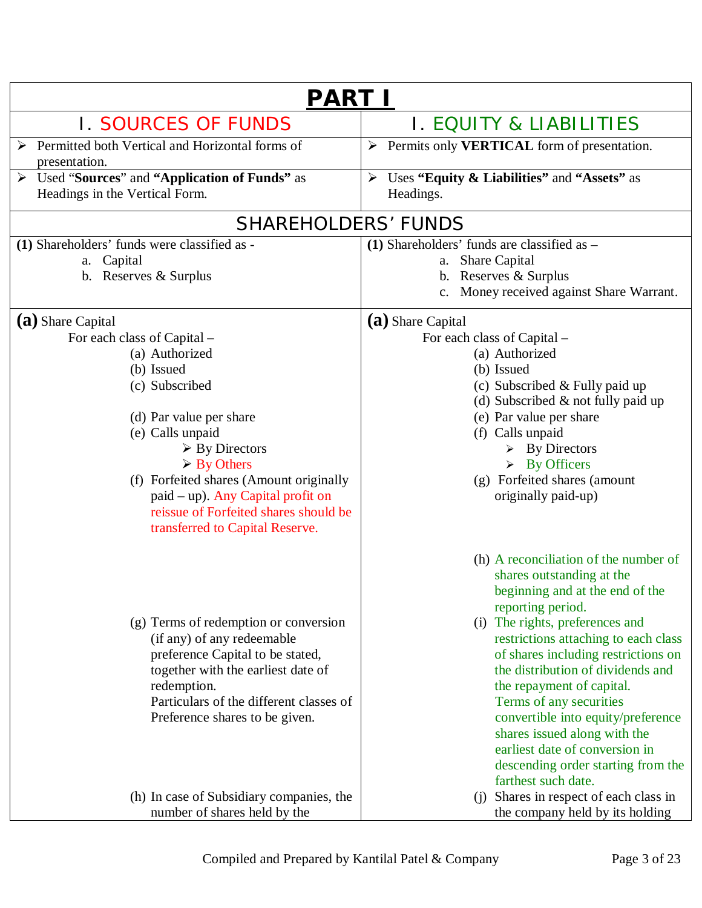# PART I

| I. SOURCES OF FUNDS | I. EQUITY & LIABILITIES |
|---|---|
| ➢ Permitted both Vertical and Horizontal forms of presentation. | ➢ Permits only **VERTICAL** form of presentation. |
| ➢ Used "**Sources**" and **"Application of Funds"** as Headings in the Vertical Form. | ➢ Uses **"Equity & Liabilities"** and **"Assets"** as Headings. |
| **SHAREHOLDERS' FUNDS** | |
| **(1)** Shareholders' funds were classified as - <br> a. Capital <br> b. Reserves & Surplus | **(1)** Shareholders' funds are classified as – <br> a. Share Capital <br> b. Reserves & Surplus <br> c. Money received against Share Warrant. |
| **(a)** Share Capital <br> For each class of Capital – <br> (a) Authorized <br> (b) Issued <br> (c) Subscribed <br><br> (d) Par value per share <br> (e) Calls unpaid <br> ➢ By Directors <br> ➢ By Others <br> (f) Forfeited shares (Amount originally paid – up). Any Capital profit on reissue of Forfeited shares should be transferred to Capital Reserve. | **(a)** Share Capital <br> For each class of Capital – <br> (a) Authorized <br> (b) Issued <br> (c) Subscribed & Fully paid up <br> (d) Subscribed & not fully paid up <br> (e) Par value per share <br> (f) Calls unpaid <br> ➢ By Directors <br> ➢ By Officers <br> (g) Forfeited shares (amount originally paid-up) <br><br> (h) A reconciliation of the number of shares outstanding at the beginning and at the end of the reporting period. |
| (g) Terms of redemption or conversion (if any) of any redeemable preference Capital to be stated, together with the earliest date of redemption. <br> Particulars of the different classes of Preference shares to be given. | (i) The rights, preferences and restrictions attaching to each class of shares including restrictions on the distribution of dividends and the repayment of capital. <br> Terms of any securities convertible into equity/preference shares issued along with the earliest date of conversion in descending order starting from the farthest such date. |
| (h) In case of Subsidiary companies, the number of shares held by the | (j) Shares in respect of each class in the company held by its holding |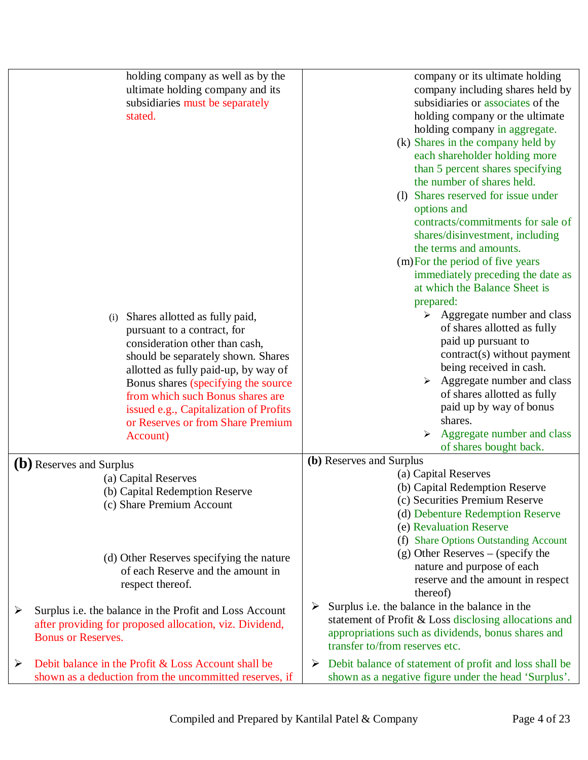| | |
|---|---|
| holding company as well as by the ultimate holding company and its subsidiaries must be separately stated.<br><br>(i) Shares allotted as fully paid, pursuant to a contract, for consideration other than cash, should be separately shown. Shares allotted as fully paid-up, by way of Bonus shares (specifying the source from which such Bonus shares are issued e.g., Capitalization of Profits or Reserves or from Share Premium Account) | company or its ultimate holding company including shares held by subsidiaries or associates of the holding company or the ultimate holding company in aggregate.<br>(k) Shares in the company held by each shareholder holding more than 5 percent shares specifying the number of shares held.<br>(l) Shares reserved for issue under options and contracts/commitments for sale of shares/disinvestment, including the terms and amounts.<br>(m) For the period of five years immediately preceding the date as at which the Balance Sheet is prepared:<br>➢ Aggregate number and class of shares allotted as fully paid up pursuant to contract(s) without payment being received in cash.<br>➢ Aggregate number and class of shares allotted as fully paid up by way of bonus shares.<br>➢ Aggregate number and class of shares bought back. |
| **(b)** Reserves and Surplus<br>(a) Capital Reserves<br>(b) Capital Redemption Reserve<br>(c) Share Premium Account<br>(d) Other Reserves specifying the nature of each Reserve and the amount in respect thereof.<br><br>➢ Surplus i.e. the balance in the Profit and Loss Account after providing for proposed allocation, viz. Dividend, Bonus or Reserves.<br><br>➢ Debit balance in the Profit & Loss Account shall be shown as a deduction from the uncommitted reserves, if | **(b)** Reserves and Surplus<br>(a) Capital Reserves<br>(b) Capital Redemption Reserve<br>(c) Securities Premium Reserve<br>(d) Debenture Redemption Reserve<br>(e) Revaluation Reserve<br>(f) Share Options Outstanding Account<br>(g) Other Reserves – (specify the nature and purpose of each reserve and the amount in respect thereof)<br><br>➢ Surplus i.e. the balance in the balance in the statement of Profit & Loss disclosing allocations and appropriations such as dividends, bonus shares and transfer to/from reserves etc.<br><br>➢ Debit balance of statement of profit and loss shall be shown as a negative figure under the head 'Surplus'. |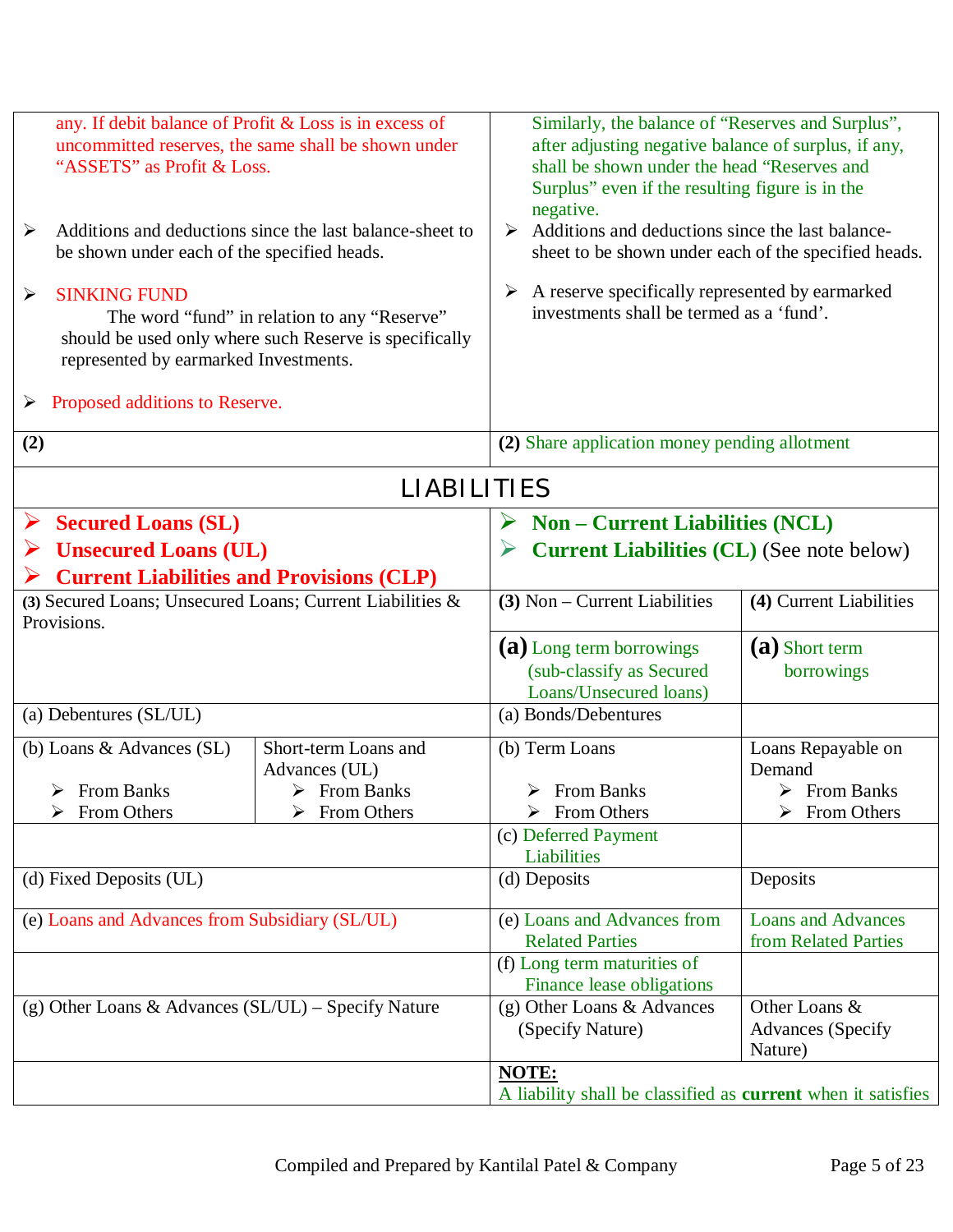| | | | |
|---|---|---|---|
| any. If debit balance of Profit & Loss is in excess of uncommitted reserves, the same shall be shown under "ASSETS" as Profit & Loss.<br><br>➢ Additions and deductions since the last balance-sheet to be shown under each of the specified heads.<br><br>➢ SINKING FUND<br>The word "fund" in relation to any "Reserve" should be used only where such Reserve is specifically represented by earmarked Investments.<br><br>➢ Proposed additions to Reserve. | | Similarly, the balance of "Reserves and Surplus", after adjusting negative balance of surplus, if any, shall be shown under the head "Reserves and Surplus" even if the resulting figure is in the negative.<br>➢ Additions and deductions since the last balance-sheet to be shown under each of the specified heads.<br><br>➢ A reserve specifically represented by earmarked investments shall be termed as a 'fund'. | |
| **(2)** | | **(2)** Share application money pending allotment | |
| **LIABILITIES** | | | |
| ➢ **Secured Loans (SL)**<br>➢ **Unsecured Loans (UL)**<br>➢ **Current Liabilities and Provisions (CLP)** | | ➢ **Non – Current Liabilities (NCL)**<br>➢ **Current Liabilities (CL)** (See note below) | |
| **(3)** Secured Loans; Unsecured Loans; Current Liabilities & Provisions. | | **(3)** Non – Current Liabilities | **(4)** Current Liabilities |
| | | **(a)** Long term borrowings (sub-classify as Secured Loans/Unsecured loans) | **(a)** Short term borrowings |
| (a) Debentures (SL/UL) | | (a) Bonds/Debentures | |
| (b) Loans & Advances (SL)<br>➢ From Banks<br>➢ From Others | Short-term Loans and Advances (UL)<br>➢ From Banks<br>➢ From Others | (b) Term Loans<br>➢ From Banks<br>➢ From Others | Loans Repayable on Demand<br>➢ From Banks<br>➢ From Others |
| | | (c) Deferred Payment Liabilities | |
| (d) Fixed Deposits (UL) | | (d) Deposits | Deposits |
| (e) Loans and Advances from Subsidiary (SL/UL) | | (e) Loans and Advances from Related Parties | Loans and Advances from Related Parties |
| | | (f) Long term maturities of Finance lease obligations | |
| (g) Other Loans & Advances (SL/UL) – Specify Nature | | (g) Other Loans & Advances (Specify Nature) | Other Loans & Advances (Specify Nature) |
| | | **NOTE:**<br>A liability shall be classified as **current** when it satisfies | |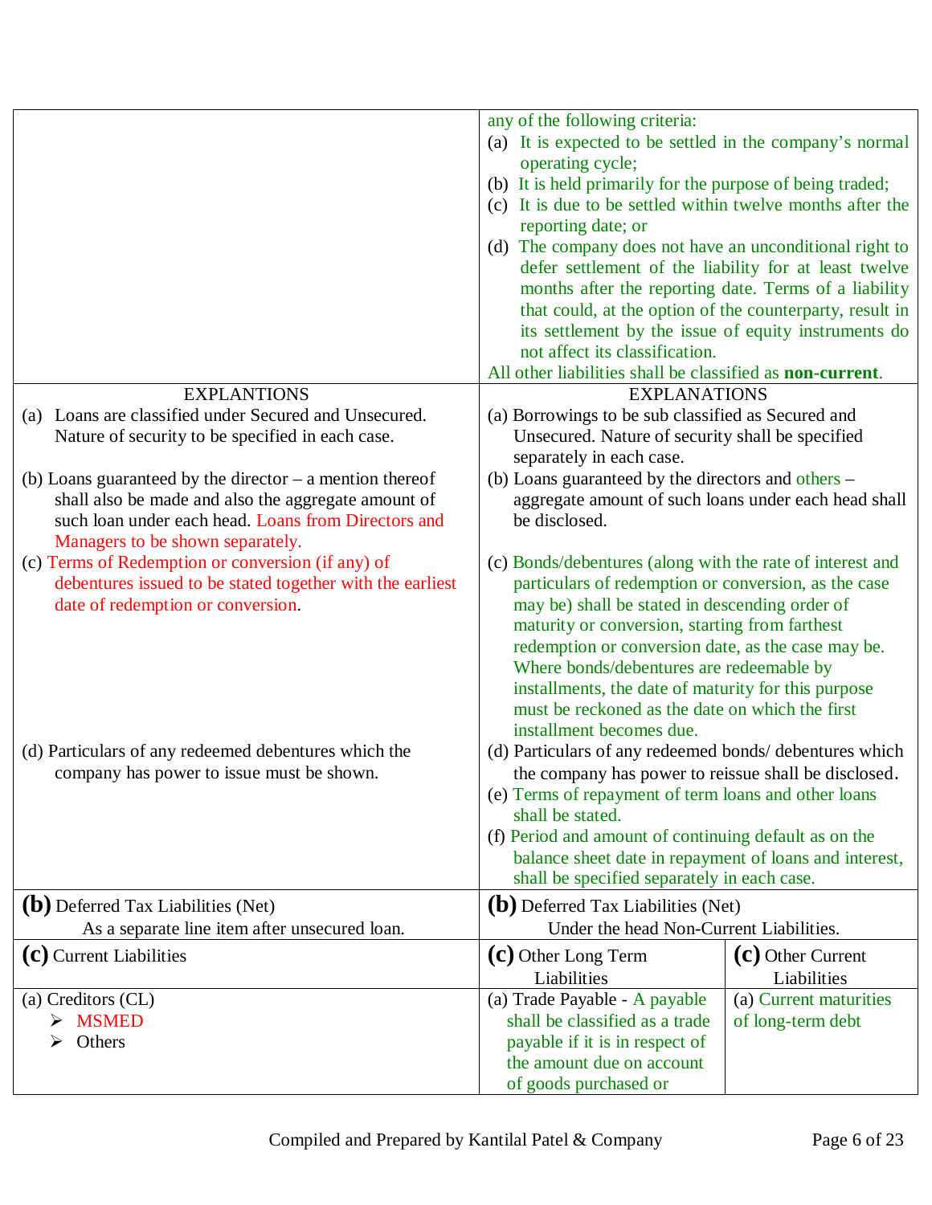| | | |
|---|---|---|
| | any of the following criteria:<br>(a) It is expected to be settled in the company's normal operating cycle;<br>(b) It is held primarily for the purpose of being traded;<br>(c) It is due to be settled within twelve months after the reporting date; or<br>(d) The company does not have an unconditional right to defer settlement of the liability for at least twelve months after the reporting date. Terms of a liability that could, at the option of the counterparty, result in its settlement by the issue of equity instruments do not affect its classification.<br>All other liabilities shall be classified as **non-current**. | |
| EXPLANTIONS<br>(a) Loans are classified under Secured and Unsecured. Nature of security to be specified in each case.<br>(b) Loans guaranteed by the director – a mention thereof shall also be made and also the aggregate amount of such loan under each head. Loans from Directors and Managers to be shown separately.<br>(c) Terms of Redemption or conversion (if any) of debentures issued to be stated together with the earliest date of redemption or conversion.<br>(d) Particulars of any redeemed debentures which the company has power to issue must be shown. | EXPLANATIONS<br>(a) Borrowings to be sub classified as Secured and Unsecured. Nature of security shall be specified separately in each case.<br>(b) Loans guaranteed by the directors and others – aggregate amount of such loans under each head shall be disclosed.<br>(c) Bonds/debentures (along with the rate of interest and particulars of redemption or conversion, as the case may be) shall be stated in descending order of maturity or conversion, starting from farthest redemption or conversion date, as the case may be. Where bonds/debentures are redeemable by installments, the date of maturity for this purpose must be reckoned as the date on which the first installment becomes due.<br>(d) Particulars of any redeemed bonds/ debentures which the company has power to reissue shall be disclosed.<br>(e) Terms of repayment of term loans and other loans shall be stated.<br>(f) Period and amount of continuing default as on the balance sheet date in repayment of loans and interest, shall be specified separately in each case. | |
| **(b)** Deferred Tax Liabilities (Net)<br>As a separate line item after unsecured loan. | **(b)** Deferred Tax Liabilities (Net)<br>Under the head Non-Current Liabilities. | |
| **(c)** Current Liabilities | **(c)** Other Long Term Liabilities | **(c)** Other Current Liabilities |
| (a) Creditors (CL)<br>➢ MSMED<br>➢ Others | (a) Trade Payable - A payable shall be classified as a trade payable if it is in respect of the amount due on account of goods purchased or | (a) Current maturities of long-term debt |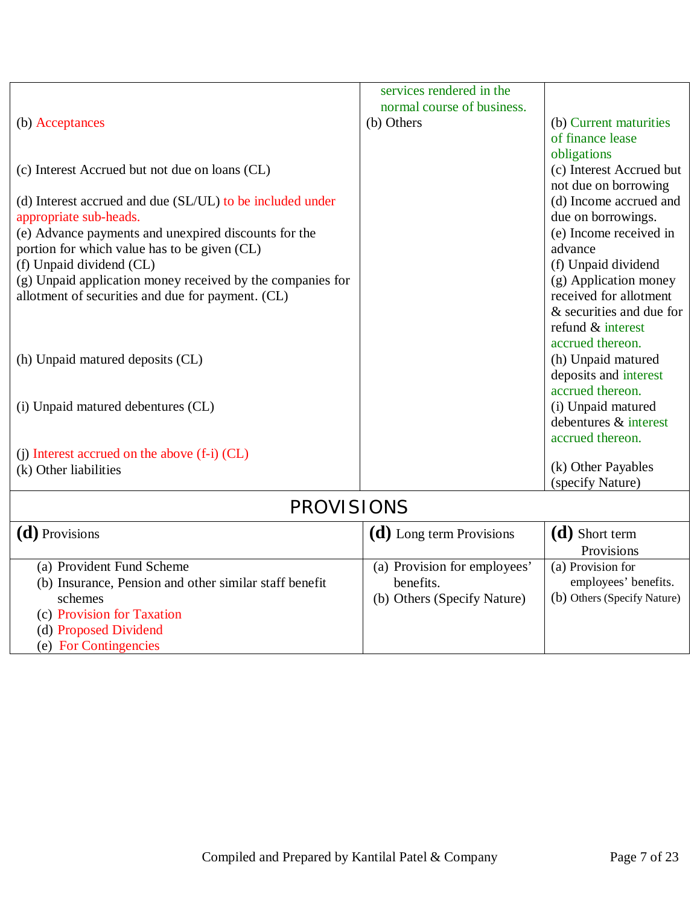| | | |
|---|---|---|
| | services rendered in the normal course of business. | |
| (b) Acceptances | (b) Others | (b) Current maturities of finance lease obligations |
| (c) Interest Accrued but not due on loans (CL) | | (c) Interest Accrued but not due on borrowing |
| (d) Interest accrued and due (SL/UL) to be included under appropriate sub-heads. | | (d) Income accrued and due on borrowings. |
| (e) Advance payments and unexpired discounts for the portion for which value has to be given (CL) | | (e) Income received in advance |
| (f) Unpaid dividend (CL) | | (f) Unpaid dividend |
| (g) Unpaid application money received by the companies for allotment of securities and due for payment. (CL) | | (g) Application money received for allotment & securities and due for refund & interest accrued thereon. |
| (h) Unpaid matured deposits (CL) | | (h) Unpaid matured deposits and interest accrued thereon. |
| (i) Unpaid matured debentures (CL) | | (i) Unpaid matured debentures & interest accrued thereon. |
| (j) Interest accrued on the above (f-i) (CL) | | |
| (k) Other liabilities | | (k) Other Payables (specify Nature) |

## PROVISIONS

| **(d)** Provisions | **(d)** Long term Provisions | **(d)** Short term Provisions |
|---|---|---|
| (a) Provident Fund Scheme<br>(b) Insurance, Pension and other similar staff benefit schemes<br>(c) Provision for Taxation<br>(d) Proposed Dividend<br>(e) For Contingencies | (a) Provision for employees' benefits.<br>(b) Others (Specify Nature) | (a) Provision for employees' benefits.<br>(b) Others (Specify Nature) |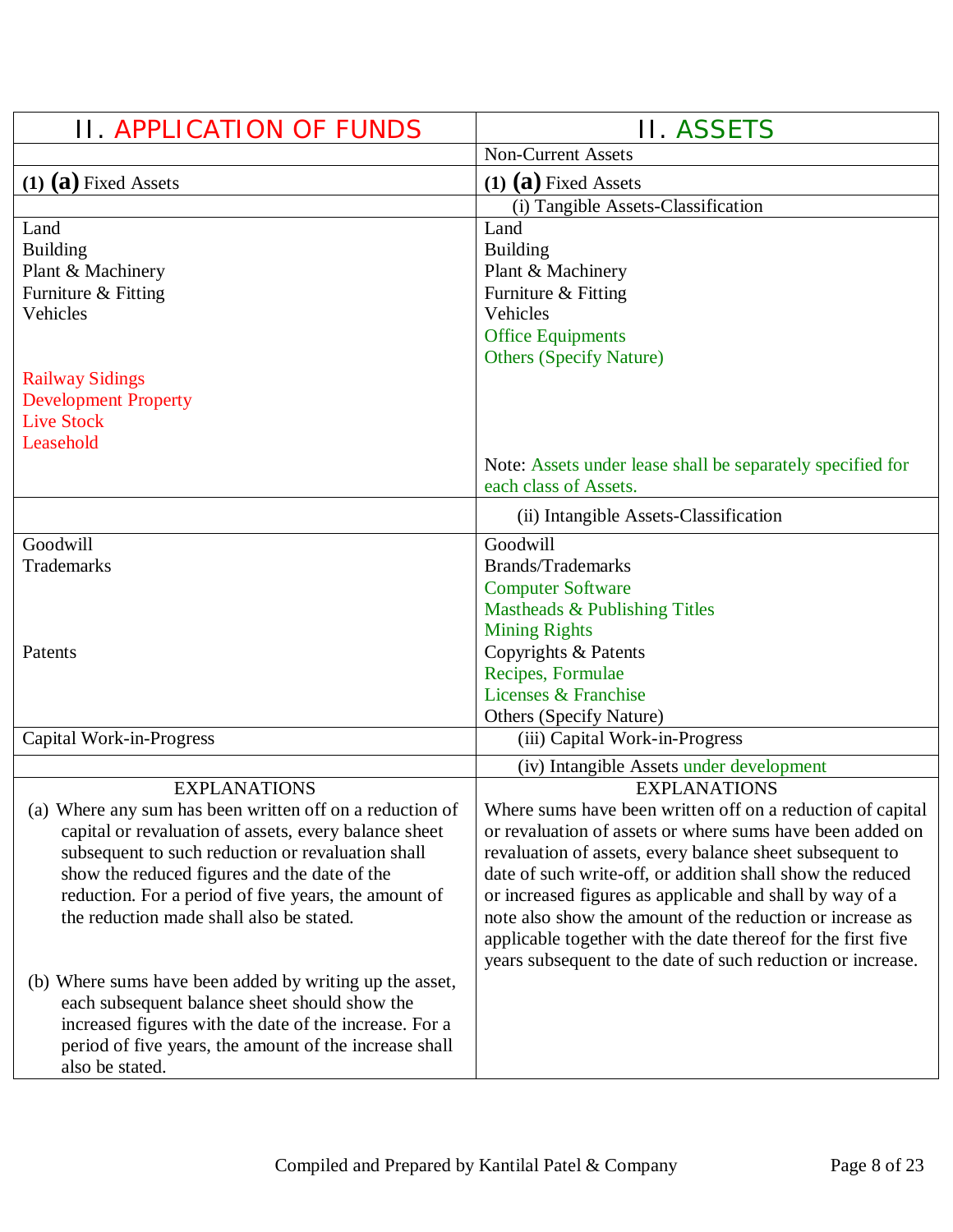| II. APPLICATION OF FUNDS | II. ASSETS |
|---|---|
| | Non-Current Assets |
| **(1) (a)** Fixed Assets | **(1) (a)** Fixed Assets |
| | (i) Tangible Assets-Classification |
| Land<br>Building<br>Plant & Machinery<br>Furniture & Fitting<br>Vehicles<br><br><br>Railway Sidings<br>Development Property<br>Live Stock<br>Leasehold | Land<br>Building<br>Plant & Machinery<br>Furniture & Fitting<br>Vehicles<br>Office Equipments<br>Others (Specify Nature)<br><br><br><br><br>Note: Assets under lease shall be separately specified for each class of Assets. |
| | (ii) Intangible Assets-Classification |
| Goodwill<br>Trademarks<br><br><br><br>Patents | Goodwill<br>Brands/Trademarks<br>Computer Software<br>Mastheads & Publishing Titles<br>Mining Rights<br>Copyrights & Patents<br>Recipes, Formulae<br>Licenses & Franchise<br>Others (Specify Nature) |
| Capital Work-in-Progress | (iii) Capital Work-in-Progress |
| | (iv) Intangible Assets under development |
| EXPLANATIONS<br>(a) Where any sum has been written off on a reduction of capital or revaluation of assets, every balance sheet subsequent to such reduction or revaluation shall show the reduced figures and the date of the reduction. For a period of five years, the amount of the reduction made shall also be stated.<br><br>(b) Where sums have been added by writing up the asset, each subsequent balance sheet should show the increased figures with the date of the increase. For a period of five years, the amount of the increase shall also be stated. | EXPLANATIONS<br>Where sums have been written off on a reduction of capital or revaluation of assets or where sums have been added on revaluation of assets, every balance sheet subsequent to date of such write-off, or addition shall show the reduced or increased figures as applicable and shall by way of a note also show the amount of the reduction or increase as applicable together with the date thereof for the first five years subsequent to the date of such reduction or increase. |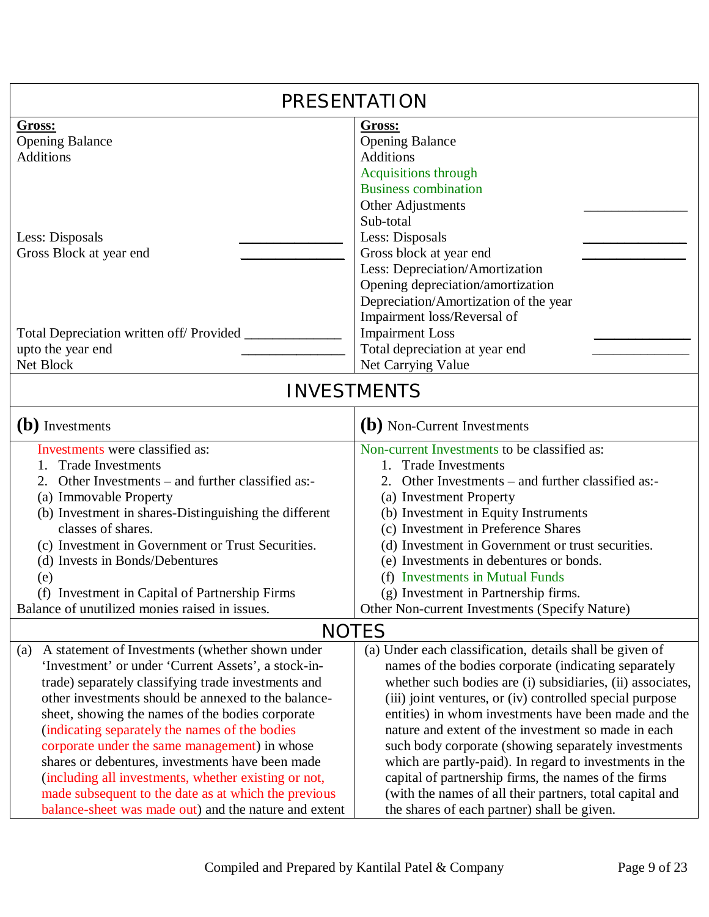## PRESENTATION

| Old | New |
|---|---|
| **Gross:**<br>Opening Balance<br>Additions<br><br><br><br><br>Less: Disposals ______________<br>Gross Block at year end ______________<br><br><br><br><br>Total Depreciation written off/ Provided ______________<br>upto the year end ______________<br>Net Block | **Gross:**<br>Opening Balance<br>Additions<br>Acquisitions through<br>Business combination<br>Other Adjustments ______________<br>Sub-total<br>Less: Disposals ______________<br>Gross block at year end ______________<br>Less: Depreciation/Amortization<br>Opening depreciation/amortization<br>Depreciation/Amortization of the year<br>Impairment loss/Reversal of<br>Impairment Loss ______________<br>Total depreciation at year end ______________<br>Net Carrying Value |

## INVESTMENTS

| **(b)** Investments | **(b)** Non-Current Investments |
|---|---|
| Investments were classified as:<br>1. Trade Investments<br>2. Other Investments – and further classified as:-<br>(a) Immovable Property<br>(b) Investment in shares-Distinguishing the different classes of shares.<br>(c) Investment in Government or Trust Securities.<br>(d) Invests in Bonds/Debentures<br>(e)<br>(f) Investment in Capital of Partnership Firms<br>Balance of unutilized monies raised in issues. | Non-current Investments to be classified as:<br>1. Trade Investments<br>2. Other Investments – and further classified as:-<br>(a) Investment Property<br>(b) Investment in Equity Instruments<br>(c) Investment in Preference Shares<br>(d) Investment in Government or trust securities.<br>(e) Investments in debentures or bonds.<br>(f) Investments in Mutual Funds<br>(g) Investment in Partnership firms.<br>Other Non-current Investments (Specify Nature) |

## NOTES

| | |
|---|---|
| (a) A statement of Investments (whether shown under 'Investment' or under 'Current Assets', a stock-in-trade) separately classifying trade investments and other investments should be annexed to the balance-sheet, showing the names of the bodies corporate (indicating separately the names of the bodies corporate under the same management) in whose shares or debentures, investments have been made (including all investments, whether existing or not, made subsequent to the date as at which the previous balance-sheet was made out) and the nature and extent | (a) Under each classification, details shall be given of names of the bodies corporate (indicating separately whether such bodies are (i) subsidiaries, (ii) associates, (iii) joint ventures, or (iv) controlled special purpose entities) in whom investments have been made and the nature and extent of the investment so made in each such body corporate (showing separately investments which are partly-paid). In regard to investments in the capital of partnership firms, the names of the firms (with the names of all their partners, total capital and the shares of each partner) shall be given. |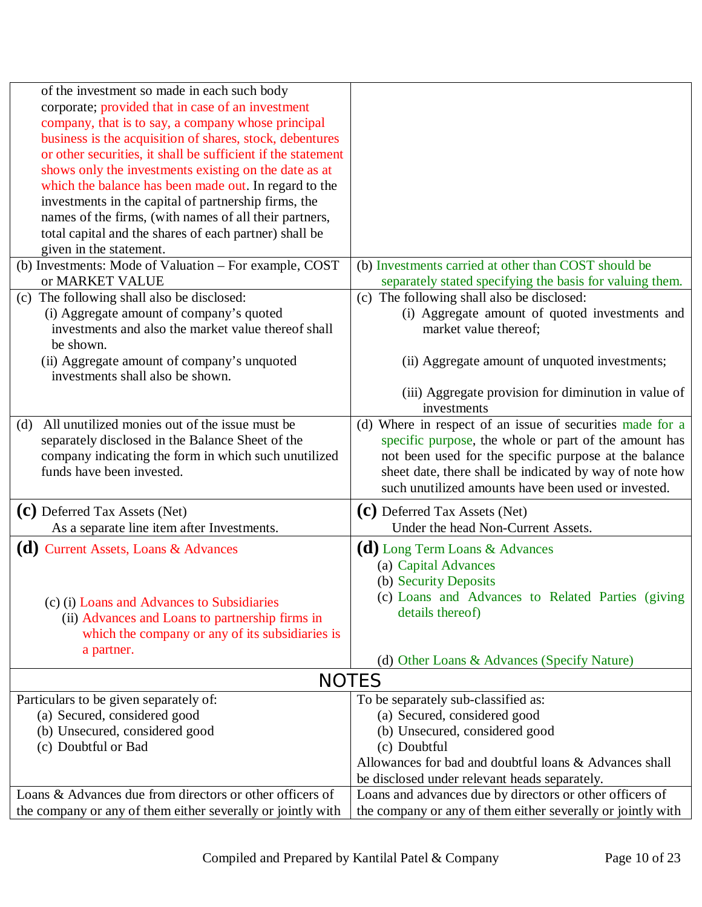| | |
|---|---|
| of the investment so made in each such body corporate; provided that in case of an investment company, that is to say, a company whose principal business is the acquisition of shares, stock, debentures or other securities, it shall be sufficient if the statement shows only the investments existing on the date as at which the balance has been made out. In regard to the investments in the capital of partnership firms, the names of the firms, (with names of all their partners, total capital and the shares of each partner) shall be given in the statement. | |
| (b) Investments: Mode of Valuation – For example, COST or MARKET VALUE | (b) Investments carried at other than COST should be separately stated specifying the basis for valuing them. |
| (c) The following shall also be disclosed:<br>(i) Aggregate amount of company's quoted investments and also the market value thereof shall be shown.<br>(ii) Aggregate amount of company's unquoted investments shall also be shown. | (c) The following shall also be disclosed:<br>(i) Aggregate amount of quoted investments and market value thereof;<br>(ii) Aggregate amount of unquoted investments;<br>(iii) Aggregate provision for diminution in value of investments |
| (d) All unutilized monies out of the issue must be separately disclosed in the Balance Sheet of the company indicating the form in which such unutilized funds have been invested. | (d) Where in respect of an issue of securities made for a specific purpose, the whole or part of the amount has not been used for the specific purpose at the balance sheet date, there shall be indicated by way of note how such unutilized amounts have been used or invested. |
| **(c)** Deferred Tax Assets (Net)<br>As a separate line item after Investments. | **(c)** Deferred Tax Assets (Net)<br>Under the head Non-Current Assets. |
| **(d)** Current Assets, Loans & Advances<br>(c) (i) Loans and Advances to Subsidiaries<br>(ii) Advances and Loans to partnership firms in which the company or any of its subsidiaries is a partner. | **(d)** Long Term Loans & Advances<br>(a) Capital Advances<br>(b) Security Deposits<br>(c) Loans and Advances to Related Parties (giving details thereof)<br>(d) Other Loans & Advances (Specify Nature) |
| **NOTES** | |
| Particulars to be given separately of:<br>(a) Secured, considered good<br>(b) Unsecured, considered good<br>(c) Doubtful or Bad | To be separately sub-classified as:<br>(a) Secured, considered good<br>(b) Unsecured, considered good<br>(c) Doubtful<br>Allowances for bad and doubtful loans & Advances shall be disclosed under relevant heads separately. |
| Loans & Advances due from directors or other officers of the company or any of them either severally or jointly with | Loans and advances due by directors or other officers of the company or any of them either severally or jointly with |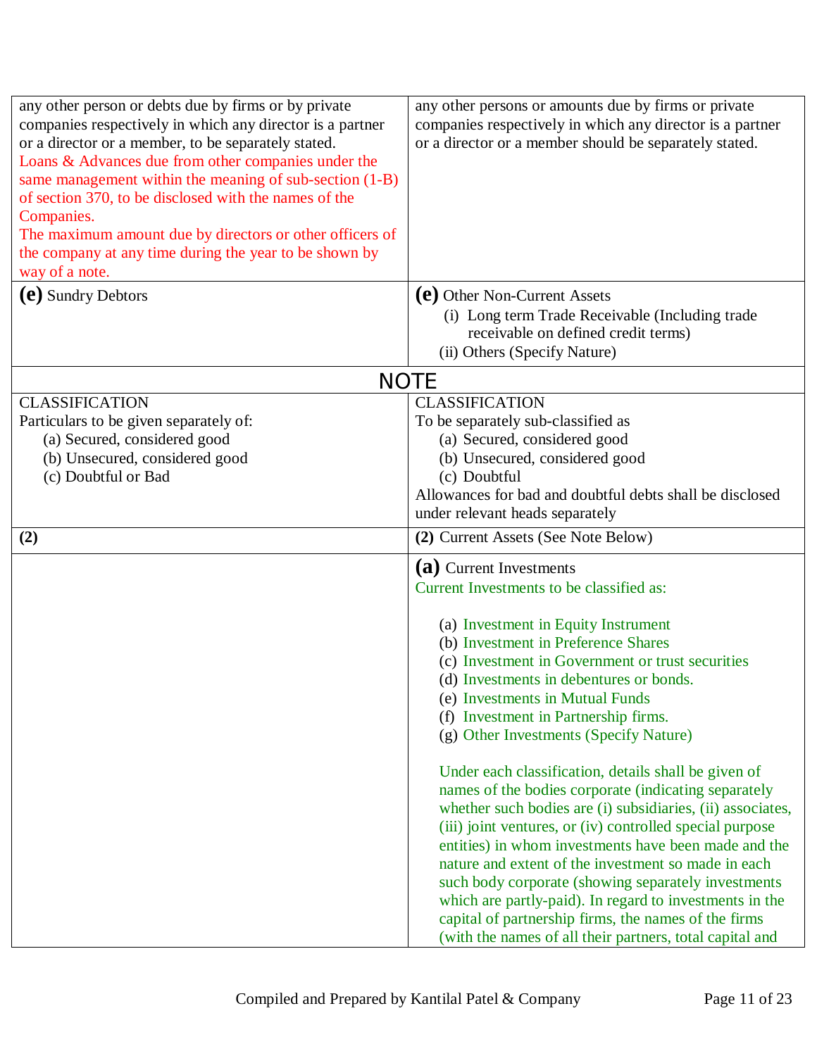| | |
|---|---|
| any other person or debts due by firms or by private companies respectively in which any director is a partner or a director or a member, to be separately stated.<br>Loans & Advances due from other companies under the same management within the meaning of sub-section (1-B) of section 370, to be disclosed with the names of the Companies.<br>The maximum amount due by directors or other officers of the company at any time during the year to be shown by way of a note. | any other persons or amounts due by firms or private companies respectively in which any director is a partner or a director or a member should be separately stated. |
| **(e)** Sundry Debtors | **(e)** Other Non-Current Assets<br>(i) Long term Trade Receivable (Including trade receivable on defined credit terms)<br>(ii) Others (Specify Nature) |
| **NOTE** | |
| CLASSIFICATION<br>Particulars to be given separately of:<br>(a) Secured, considered good<br>(b) Unsecured, considered good<br>(c) Doubtful or Bad | CLASSIFICATION<br>To be separately sub-classified as<br>(a) Secured, considered good<br>(b) Unsecured, considered good<br>(c) Doubtful<br>Allowances for bad and doubtful debts shall be disclosed under relevant heads separately |
| **(2)** | **(2)** Current Assets (See Note Below) |
| | **(a)** Current Investments<br>Current Investments to be classified as:<br>(a) Investment in Equity Instrument<br>(b) Investment in Preference Shares<br>(c) Investment in Government or trust securities<br>(d) Investments in debentures or bonds.<br>(e) Investments in Mutual Funds<br>(f) Investment in Partnership firms.<br>(g) Other Investments (Specify Nature)<br><br>Under each classification, details shall be given of names of the bodies corporate (indicating separately whether such bodies are (i) subsidiaries, (ii) associates, (iii) joint ventures, or (iv) controlled special purpose entities) in whom investments have been made and the nature and extent of the investment so made in each such body corporate (showing separately investments which are partly-paid). In regard to investments in the capital of partnership firms, the names of the firms (with the names of all their partners, total capital and |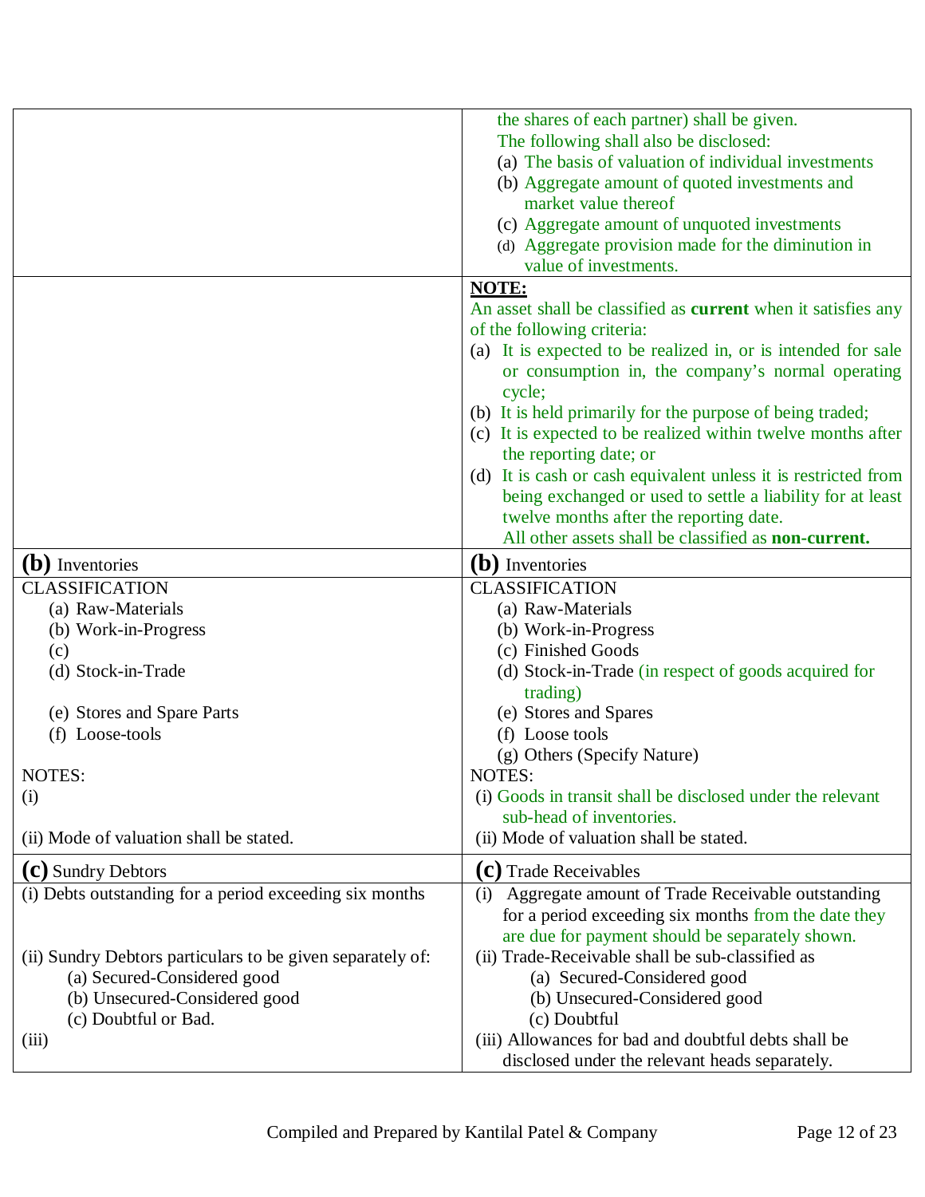| | |
|---|---|
| | the shares of each partner) shall be given.<br>The following shall also be disclosed:<br>(a) The basis of valuation of individual investments<br>(b) Aggregate amount of quoted investments and market value thereof<br>(c) Aggregate amount of unquoted investments<br>(d) Aggregate provision made for the diminution in value of investments. |
| | **NOTE:**<br>An asset shall be classified as **current** when it satisfies any of the following criteria:<br>(a) It is expected to be realized in, or is intended for sale or consumption in, the company's normal operating cycle;<br>(b) It is held primarily for the purpose of being traded;<br>(c) It is expected to be realized within twelve months after the reporting date; or<br>(d) It is cash or cash equivalent unless it is restricted from being exchanged or used to settle a liability for at least twelve months after the reporting date.<br>All other assets shall be classified as **non-current.** |
| **(b)** Inventories | **(b)** Inventories |
| CLASSIFICATION<br>(a) Raw-Materials<br>(b) Work-in-Progress<br>(c)<br>(d) Stock-in-Trade<br><br>(e) Stores and Spare Parts<br>(f) Loose-tools<br><br>NOTES:<br>(i)<br><br>(ii) Mode of valuation shall be stated. | CLASSIFICATION<br>(a) Raw-Materials<br>(b) Work-in-Progress<br>(c) Finished Goods<br>(d) Stock-in-Trade (in respect of goods acquired for trading)<br>(e) Stores and Spares<br>(f) Loose tools<br>(g) Others (Specify Nature)<br>NOTES:<br>(i) Goods in transit shall be disclosed under the relevant sub-head of inventories.<br>(ii) Mode of valuation shall be stated. |
| **(c)** Sundry Debtors | **(c)** Trade Receivables |
| (i) Debts outstanding for a period exceeding six months<br><br>(ii) Sundry Debtors particulars to be given separately of:<br>(a) Secured-Considered good<br>(b) Unsecured-Considered good<br>(c) Doubtful or Bad.<br>(iii) | (i) Aggregate amount of Trade Receivable outstanding for a period exceeding six months from the date they are due for payment should be separately shown.<br>(ii) Trade-Receivable shall be sub-classified as<br>(a) Secured-Considered good<br>(b) Unsecured-Considered good<br>(c) Doubtful<br>(iii) Allowances for bad and doubtful debts shall be disclosed under the relevant heads separately. |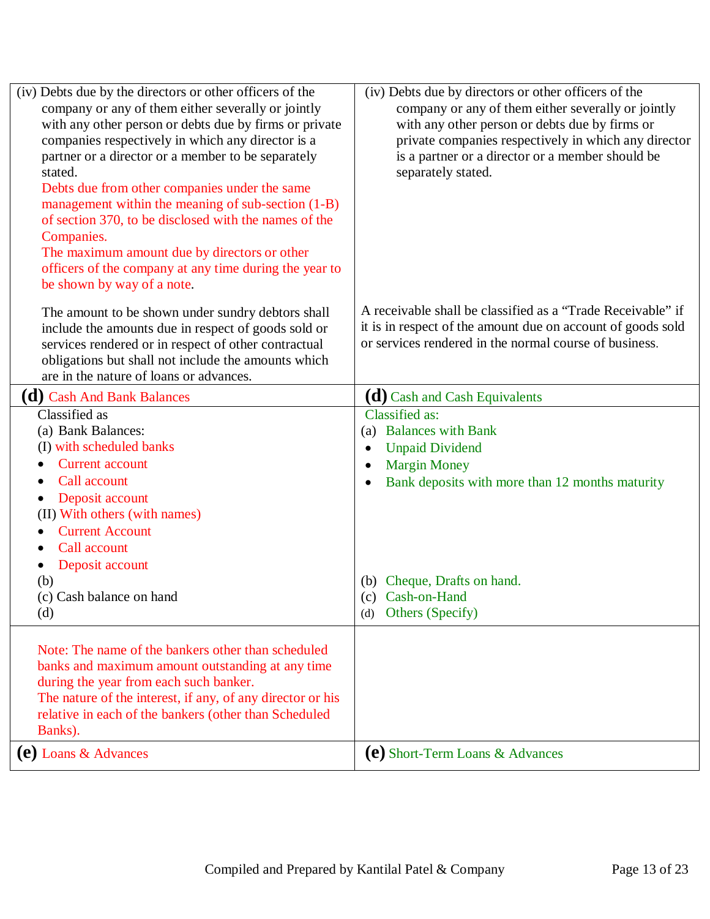| | |
|---|---|
| (iv) Debts due by the directors or other officers of the company or any of them either severally or jointly with any other person or debts due by firms or private companies respectively in which any director is a partner or a director or a member to be separately stated.<br>Debts due from other companies under the same management within the meaning of sub-section (1-B) of section 370, to be disclosed with the names of the Companies.<br>The maximum amount due by directors or other officers of the company at any time during the year to be shown by way of a note.<br><br>The amount to be shown under sundry debtors shall include the amounts due in respect of goods sold or services rendered or in respect of other contractual obligations but shall not include the amounts which are in the nature of loans or advances. | (iv) Debts due by directors or other officers of the company or any of them either severally or jointly with any other person or debts due by firms or private companies respectively in which any director is a partner or a director or a member should be separately stated.<br><br>A receivable shall be classified as a "Trade Receivable" if it is in respect of the amount due on account of goods sold or services rendered in the normal course of business. |
| **(d)** Cash And Bank Balances | **(d)** Cash and Cash Equivalents |
| Classified as<br>(a) Bank Balances:<br>(I) with scheduled banks<br>• Current account<br>• Call account<br>• Deposit account<br>(II) With others (with names)<br>• Current Account<br>• Call account<br>• Deposit account<br>(b)<br>(c) Cash balance on hand<br>(d) | Classified as:<br>(a) Balances with Bank<br>• Unpaid Dividend<br>• Margin Money<br>• Bank deposits with more than 12 months maturity<br><br><br><br><br><br>(b) Cheque, Drafts on hand.<br>(c) Cash-on-Hand<br>(d) Others (Specify) |
| Note: The name of the bankers other than scheduled banks and maximum amount outstanding at any time during the year from each such banker.<br>The nature of the interest, if any, of any director or his relative in each of the bankers (other than Scheduled Banks). | |
| **(e)** Loans & Advances | **(e)** Short-Term Loans & Advances |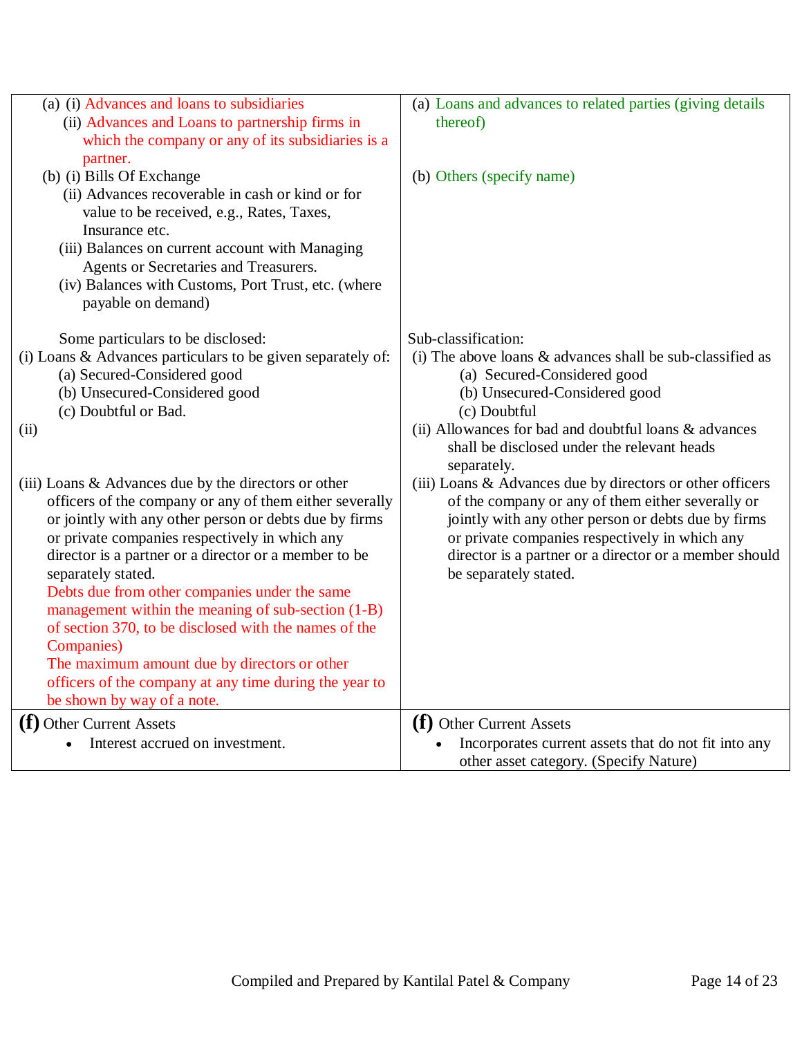| | |
|---|---|
| (a) (i) Advances and loans to subsidiaries<br>(ii) Advances and Loans to partnership firms in which the company or any of its subsidiaries is a partner.<br>(b) (i) Bills Of Exchange<br>(ii) Advances recoverable in cash or kind or for value to be received, e.g., Rates, Taxes, Insurance etc.<br>(iii) Balances on current account with Managing Agents or Secretaries and Treasurers.<br>(iv) Balances with Customs, Port Trust, etc. (where payable on demand) | (a) Loans and advances to related parties (giving details thereof)<br><br>(b) Others (specify name) |
| Some particulars to be disclosed:<br>(i) Loans & Advances particulars to be given separately of:<br>(a) Secured-Considered good<br>(b) Unsecured-Considered good<br>(c) Doubtful or Bad.<br>(ii)<br><br>(iii) Loans & Advances due by the directors or other officers of the company or any of them either severally or jointly with any other person or debts due by firms or private companies respectively in which any director is a partner or a director or a member to be separately stated.<br>Debts due from other companies under the same management within the meaning of sub-section (1-B) of section 370, to be disclosed with the names of the Companies)<br>The maximum amount due by directors or other officers of the company at any time during the year to be shown by way of a note. | Sub-classification:<br>(i) The above loans & advances shall be sub-classified as<br>(a) Secured-Considered good<br>(b) Unsecured-Considered good<br>(c) Doubtful<br>(ii) Allowances for bad and doubtful loans & advances shall be disclosed under the relevant heads separately.<br>(iii) Loans & Advances due by directors or other officers of the company or any of them either severally or jointly with any other person or debts due by firms or private companies respectively in which any director is a partner or a director or a member should be separately stated. |
| **(f)** Other Current Assets<br>• Interest accrued on investment. | **(f)** Other Current Assets<br>• Incorporates current assets that do not fit into any other asset category. (Specify Nature) |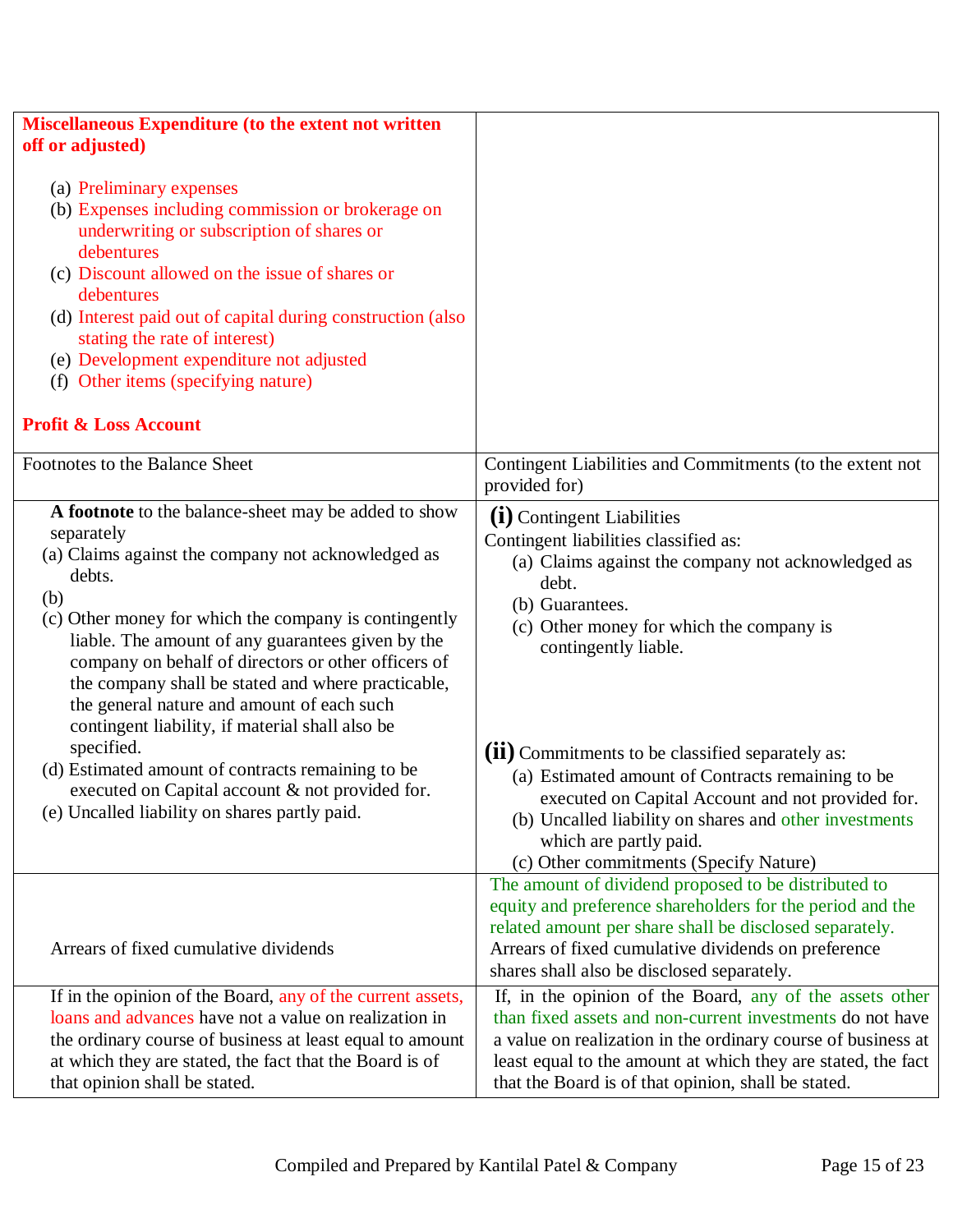| | |
|---|---|
| **Miscellaneous Expenditure (to the extent not written off or adjusted)**<br><br>(a) Preliminary expenses<br>(b) Expenses including commission or brokerage on underwriting or subscription of shares or debentures<br>(c) Discount allowed on the issue of shares or debentures<br>(d) Interest paid out of capital during construction (also stating the rate of interest)<br>(e) Development expenditure not adjusted<br>(f) Other items (specifying nature)<br><br>**Profit & Loss Account** | |
| Footnotes to the Balance Sheet | Contingent Liabilities and Commitments (to the extent not provided for) |
| **A footnote** to the balance-sheet may be added to show separately<br>(a) Claims against the company not acknowledged as debts.<br>(b)<br>(c) Other money for which the company is contingently liable. The amount of any guarantees given by the company on behalf of directors or other officers of the company shall be stated and where practicable, the general nature and amount of each such contingent liability, if material shall also be specified.<br>(d) Estimated amount of contracts remaining to be executed on Capital account & not provided for.<br>(e) Uncalled liability on shares partly paid. | **(i)** Contingent Liabilities<br>Contingent liabilities classified as:<br>(a) Claims against the company not acknowledged as debt.<br>(b) Guarantees.<br>(c) Other money for which the company is contingently liable.<br><br>**(ii)** Commitments to be classified separately as:<br>(a) Estimated amount of Contracts remaining to be executed on Capital Account and not provided for.<br>(b) Uncalled liability on shares and other investments which are partly paid.<br>(c) Other commitments (Specify Nature) |
| Arrears of fixed cumulative dividends | The amount of dividend proposed to be distributed to equity and preference shareholders for the period and the related amount per share shall be disclosed separately. Arrears of fixed cumulative dividends on preference shares shall also be disclosed separately. |
| If in the opinion of the Board, any of the current assets, loans and advances have not a value on realization in the ordinary course of business at least equal to amount at which they are stated, the fact that the Board is of that opinion shall be stated. | If, in the opinion of the Board, any of the assets other than fixed assets and non-current investments do not have a value on realization in the ordinary course of business at least equal to the amount at which they are stated, the fact that the Board is of that opinion, shall be stated. |

Compiled and Prepared by Kantilal Patel & Company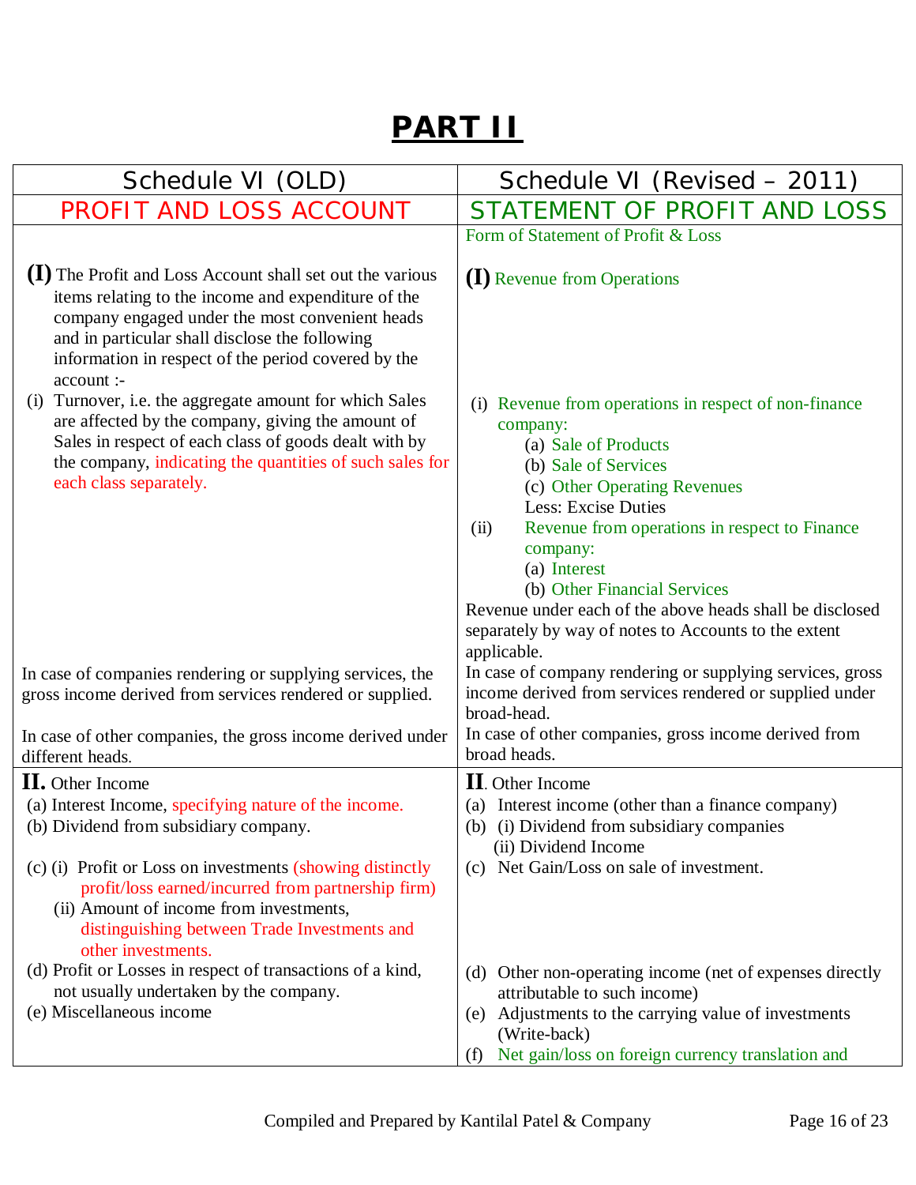# PART II

| Schedule VI (OLD) | Schedule VI (Revised – 2011) |
|---|---|
| PROFIT AND LOSS ACCOUNT | STATEMENT OF PROFIT AND LOSS |
| | Form of Statement of Profit & Loss |
| **(I)** The Profit and Loss Account shall set out the various items relating to the income and expenditure of the company engaged under the most convenient heads and in particular shall disclose the following information in respect of the period covered by the account :- | **(I)** Revenue from Operations |
| (i) Turnover, i.e. the aggregate amount for which Sales are affected by the company, giving the amount of Sales in respect of each class of goods dealt with by the company, indicating the quantities of such sales for each class separately. | (i) Revenue from operations in respect of non-finance company:<br>(a) Sale of Products<br>(b) Sale of Services<br>(c) Other Operating Revenues<br>Less: Excise Duties<br>(ii) Revenue from operations in respect to Finance company:<br>(a) Interest<br>(b) Other Financial Services<br>Revenue under each of the above heads shall be disclosed separately by way of notes to Accounts to the extent applicable. |
| In case of companies rendering or supplying services, the gross income derived from services rendered or supplied. | In case of company rendering or supplying services, gross income derived from services rendered or supplied under broad-head. |
| In case of other companies, the gross income derived under different heads. | In case of other companies, gross income derived from broad heads. |
| **II.** Other Income<br>(a) Interest Income, specifying nature of the income.<br>(b) Dividend from subsidiary company.<br>(c) (i) Profit or Loss on investments (showing distinctly profit/loss earned/incurred from partnership firm)<br>(ii) Amount of income from investments, distinguishing between Trade Investments and other investments.<br>(d) Profit or Losses in respect of transactions of a kind, not usually undertaken by the company.<br>(e) Miscellaneous income | **II**. Other Income<br>(a) Interest income (other than a finance company)<br>(b) (i) Dividend from subsidiary companies<br>(ii) Dividend Income<br>(c) Net Gain/Loss on sale of investment.<br>(d) Other non-operating income (net of expenses directly attributable to such income)<br>(e) Adjustments to the carrying value of investments (Write-back)<br>(f) Net gain/loss on foreign currency translation and |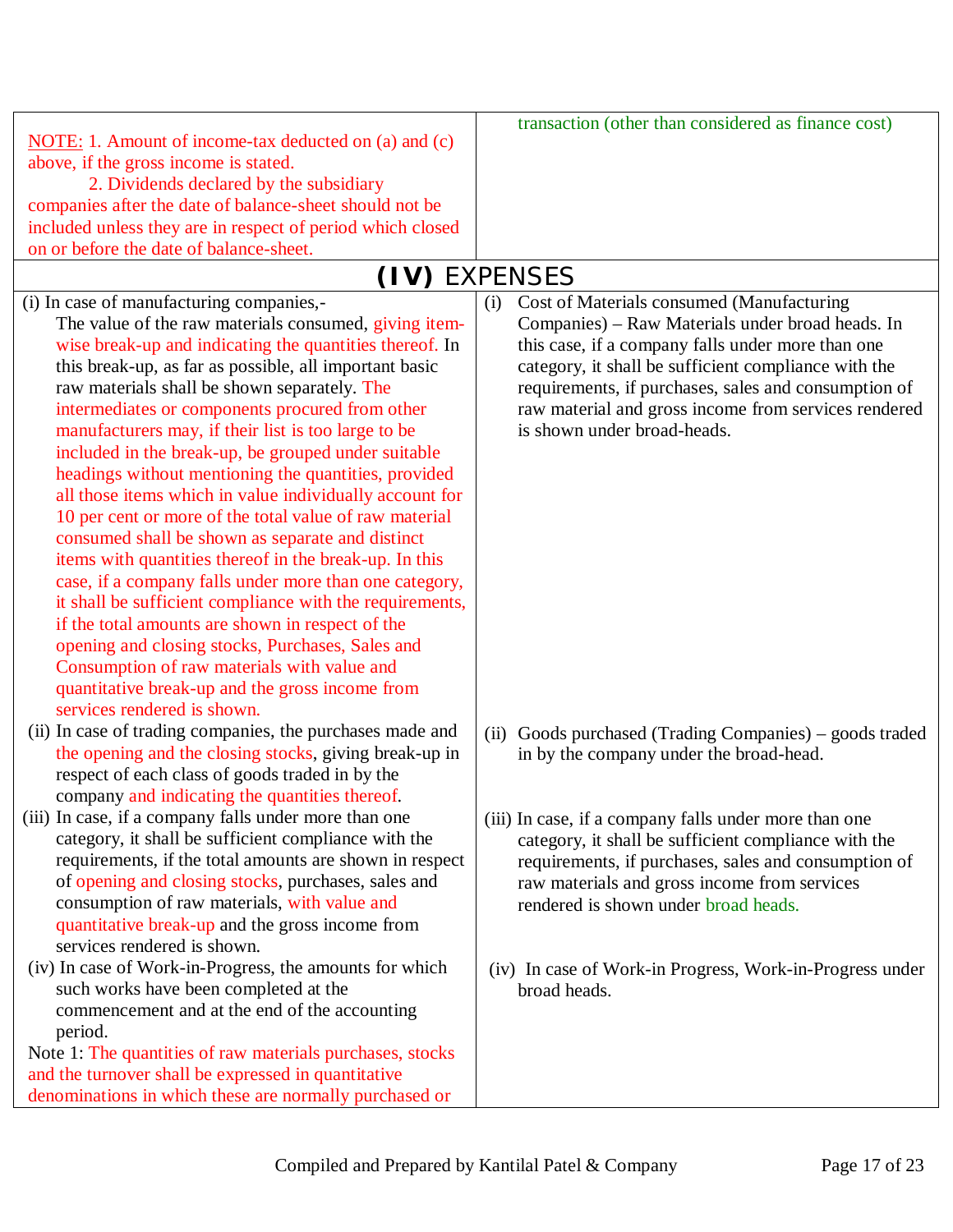| | |
|---|---|
| NOTE: 1. Amount of income-tax deducted on (a) and (c) above, if the gross income is stated.<br>2. Dividends declared by the subsidiary companies after the date of balance-sheet should not be included unless they are in respect of period which closed on or before the date of balance-sheet. | transaction (other than considered as finance cost) |
| **(IV) EXPENSES** | |
| (i) In case of manufacturing companies,-<br>The value of the raw materials consumed, giving item-wise break-up and indicating the quantities thereof. In this break-up, as far as possible, all important basic raw materials shall be shown separately. The intermediates or components procured from other manufacturers may, if their list is too large to be included in the break-up, be grouped under suitable headings without mentioning the quantities, provided all those items which in value individually account for 10 per cent or more of the total value of raw material consumed shall be shown as separate and distinct items with quantities thereof in the break-up. In this case, if a company falls under more than one category, it shall be sufficient compliance with the requirements, if the total amounts are shown in respect of the opening and closing stocks, Purchases, Sales and Consumption of raw materials with value and quantitative break-up and the gross income from services rendered is shown. | (i) Cost of Materials consumed (Manufacturing Companies) – Raw Materials under broad heads. In this case, if a company falls under more than one category, it shall be sufficient compliance with the requirements, if purchases, sales and consumption of raw material and gross income from services rendered is shown under broad-heads. |
| (ii) In case of trading companies, the purchases made and the opening and the closing stocks, giving break-up in respect of each class of goods traded in by the company and indicating the quantities thereof. | (ii) Goods purchased (Trading Companies) – goods traded in by the company under the broad-head. |
| (iii) In case, if a company falls under more than one category, it shall be sufficient compliance with the requirements, if the total amounts are shown in respect of opening and closing stocks, purchases, sales and consumption of raw materials, with value and quantitative break-up and the gross income from services rendered is shown. | (iii) In case, if a company falls under more than one category, it shall be sufficient compliance with the requirements, if purchases, sales and consumption of raw materials and gross income from services rendered is shown under broad heads. |
| (iv) In case of Work-in-Progress, the amounts for which such works have been completed at the commencement and at the end of the accounting period.<br>Note 1: The quantities of raw materials purchases, stocks and the turnover shall be expressed in quantitative denominations in which these are normally purchased or | (iv) In case of Work-in Progress, Work-in-Progress under broad heads. |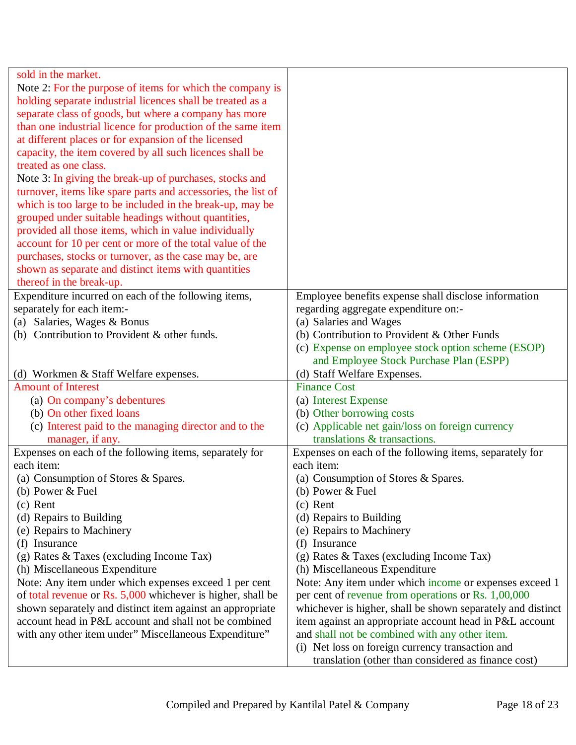| | |
|---|---|
| sold in the market.<br>Note 2: For the purpose of items for which the company is holding separate industrial licences shall be treated as a separate class of goods, but where a company has more than one industrial licence for production of the same item at different places or for expansion of the licensed capacity, the item covered by all such licences shall be treated as one class.<br>Note 3: In giving the break-up of purchases, stocks and turnover, items like spare parts and accessories, the list of which is too large to be included in the break-up, may be grouped under suitable headings without quantities, provided all those items, which in value individually account for 10 per cent or more of the total value of the purchases, stocks or turnover, as the case may be, are shown as separate and distinct items with quantities thereof in the break-up. | |
| Expenditure incurred on each of the following items, separately for each item:-<br>(a) Salaries, Wages & Bonus<br>(b) Contribution to Provident & other funds.<br><br>(d) Workmen & Staff Welfare expenses. | Employee benefits expense shall disclose information regarding aggregate expenditure on:-<br>(a) Salaries and Wages<br>(b) Contribution to Provident & Other Funds<br>(c) Expense on employee stock option scheme (ESOP) and Employee Stock Purchase Plan (ESPP)<br>(d) Staff Welfare Expenses. |
| Amount of Interest<br>(a) On company's debentures<br>(b) On other fixed loans<br>(c) Interest paid to the managing director and to the manager, if any. | Finance Cost<br>(a) Interest Expense<br>(b) Other borrowing costs<br>(c) Applicable net gain/loss on foreign currency translations & transactions. |
| Expenses on each of the following items, separately for each item:<br>(a) Consumption of Stores & Spares.<br>(b) Power & Fuel<br>(c) Rent<br>(d) Repairs to Building<br>(e) Repairs to Machinery<br>(f) Insurance<br>(g) Rates & Taxes (excluding Income Tax)<br>(h) Miscellaneous Expenditure<br>Note: Any item under which expenses exceed 1 per cent of total revenue or Rs. 5,000 whichever is higher, shall be shown separately and distinct item against an appropriate account head in P&L account and shall not be combined with any other item under" Miscellaneous Expenditure" | Expenses on each of the following items, separately for each item:<br>(a) Consumption of Stores & Spares.<br>(b) Power & Fuel<br>(c) Rent<br>(d) Repairs to Building<br>(e) Repairs to Machinery<br>(f) Insurance<br>(g) Rates & Taxes (excluding Income Tax)<br>(h) Miscellaneous Expenditure<br>Note: Any item under which income or expenses exceed 1 per cent of revenue from operations or Rs. 1,00,000 whichever is higher, shall be shown separately and distinct item against an appropriate account head in P&L account and shall not be combined with any other item.<br>(i) Net loss on foreign currency transaction and translation (other than considered as finance cost) |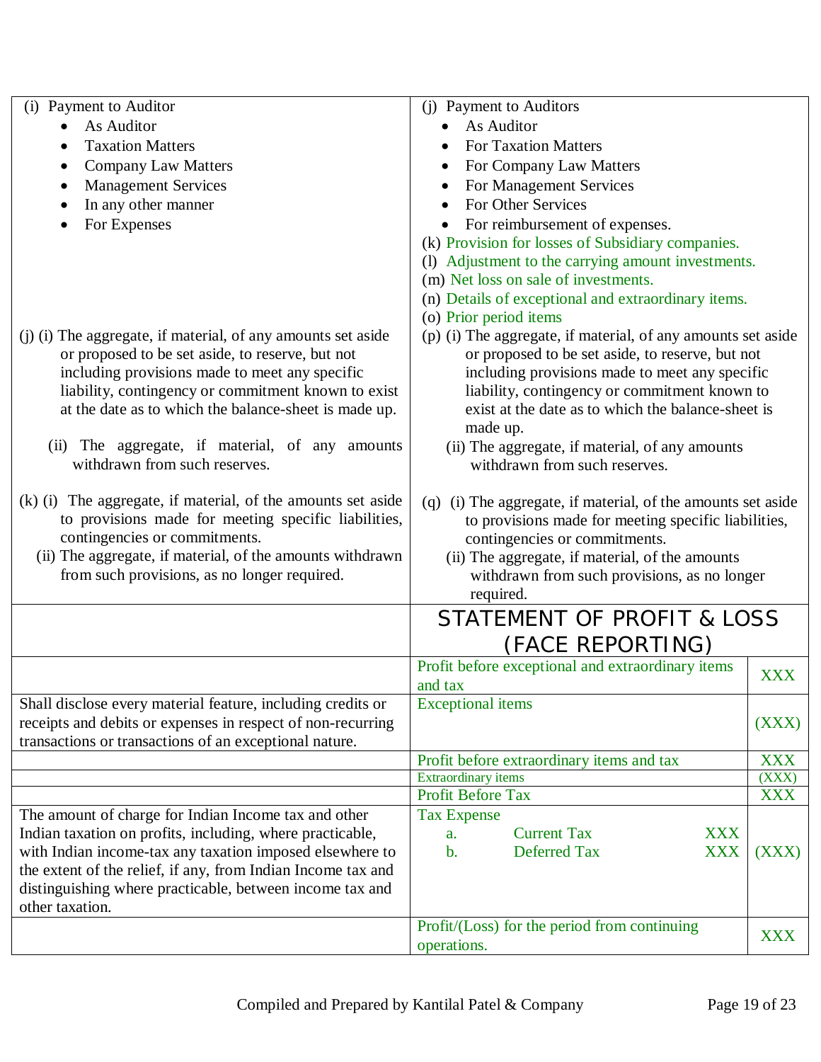| | | |
|---|---|---|
| (i) Payment to Auditor<br>• As Auditor<br>• Taxation Matters<br>• Company Law Matters<br>• Management Services<br>• In any other manner<br>• For Expenses | (j) Payment to Auditors<br>• As Auditor<br>• For Taxation Matters<br>• For Company Law Matters<br>• For Management Services<br>• For Other Services<br>• For reimbursement of expenses.<br>(k) Provision for losses of Subsidiary companies.<br>(l) Adjustment to the carrying amount investments.<br>(m) Net loss on sale of investments.<br>(n) Details of exceptional and extraordinary items.<br>(o) Prior period items | |
| (j) (i) The aggregate, if material, of any amounts set aside or proposed to be set aside, to reserve, but not including provisions made to meet any specific liability, contingency or commitment known to exist at the date as to which the balance-sheet is made up.<br>(ii) The aggregate, if material, of any amounts withdrawn from such reserves. | (p) (i) The aggregate, if material, of any amounts set aside or proposed to be set aside, to reserve, but not including provisions made to meet any specific liability, contingency or commitment known to exist at the date as to which the balance-sheet is made up.<br>(ii) The aggregate, if material, of any amounts withdrawn from such reserves. | |
| (k) (i) The aggregate, if material, of the amounts set aside to provisions made for meeting specific liabilities, contingencies or commitments.<br>(ii) The aggregate, if material, of the amounts withdrawn from such provisions, as no longer required. | (q) (i) The aggregate, if material, of the amounts set aside to provisions made for meeting specific liabilities, contingencies or commitments.<br>(ii) The aggregate, if material, of the amounts withdrawn from such provisions, as no longer required. | |
| | **STATEMENT OF PROFIT & LOSS (FACE REPORTING)** | |
| | Profit before exceptional and extraordinary items and tax | XXX |
| Shall disclose every material feature, including credits or receipts and debits or expenses in respect of non-recurring transactions or transactions of an exceptional nature. | Exceptional items | (XXX) |
| | Profit before extraordinary items and tax | XXX |
| | Extraordinary items | (XXX) |
| | Profit Before Tax | XXX |
| The amount of charge for Indian Income tax and other Indian taxation on profits, including, where practicable, with Indian income-tax any taxation imposed elsewhere to the extent of the relief, if any, from Indian Income tax and distinguishing where practicable, between income tax and other taxation. | Tax Expense<br>a. Current Tax XXX<br>b. Deferred Tax XXX | (XXX) |
| | Profit/(Loss) for the period from continuing operations. | XXX |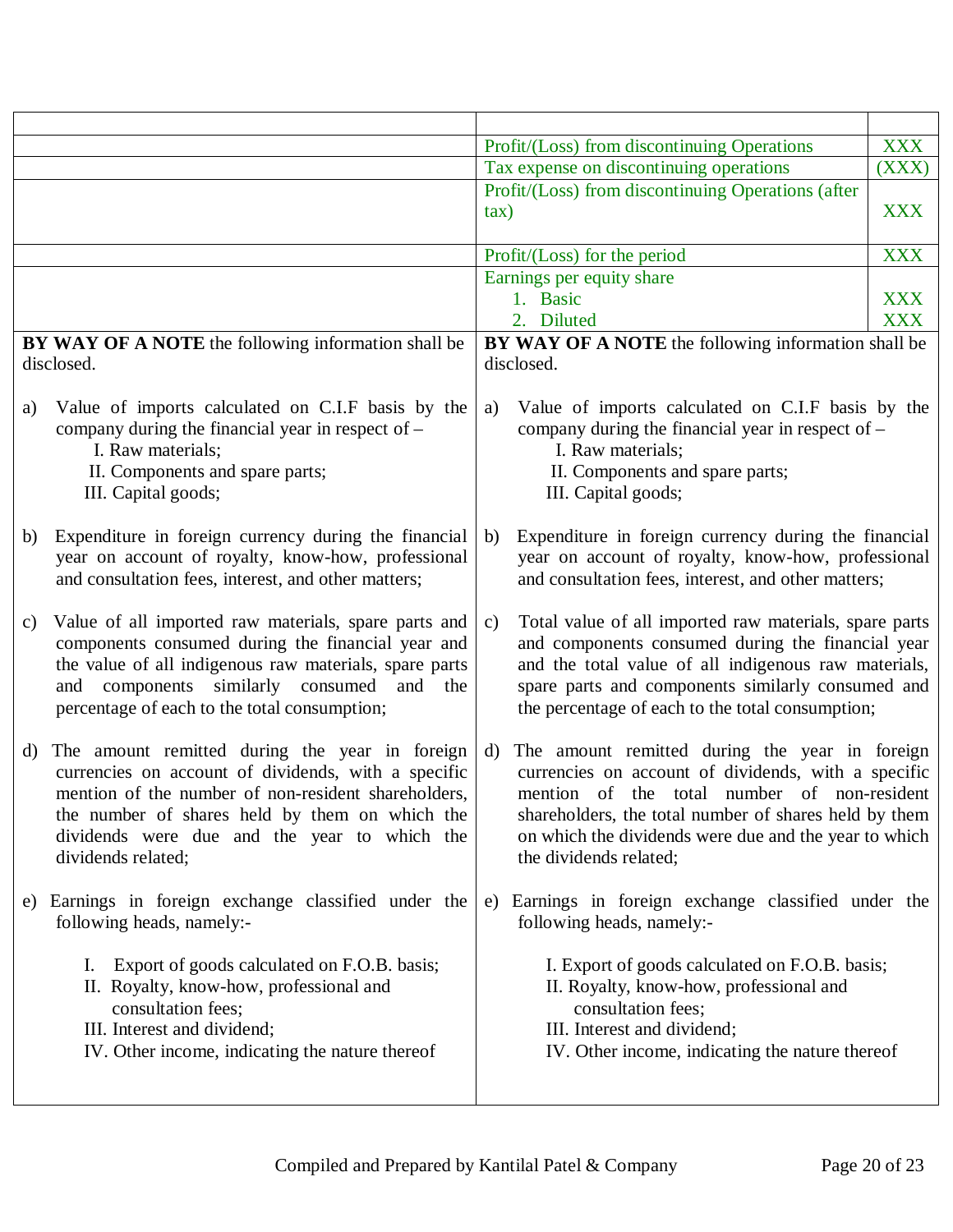| | | |
|---|---|---|
| | | |
| | Profit/(Loss) from discontinuing Operations | XXX |
| | Tax expense on discontinuing operations | (XXX) |
| | Profit/(Loss) from discontinuing Operations (after tax) | XXX |
| | Profit/(Loss) for the period | XXX |
| | Earnings per equity share<br>1. Basic<br>2. Diluted | <br>XXX<br>XXX |
| **BY WAY OF A NOTE** the following information shall be disclosed.<br><br>a) Value of imports calculated on C.I.F basis by the company during the financial year in respect of –<br>I. Raw materials;<br>II. Components and spare parts;<br>III. Capital goods;<br><br>b) Expenditure in foreign currency during the financial year on account of royalty, know-how, professional and consultation fees, interest, and other matters;<br><br>c) Value of all imported raw materials, spare parts and components consumed during the financial year and the value of all indigenous raw materials, spare parts and components similarly consumed and the percentage of each to the total consumption;<br><br>d) The amount remitted during the year in foreign currencies on account of dividends, with a specific mention of the number of non-resident shareholders, the number of shares held by them on which the dividends were due and the year to which the dividends related;<br><br>e) Earnings in foreign exchange classified under the following heads, namely:-<br>I. Export of goods calculated on F.O.B. basis;<br>II. Royalty, know-how, professional and consultation fees;<br>III. Interest and dividend;<br>IV. Other income, indicating the nature thereof | **BY WAY OF A NOTE** the following information shall be disclosed.<br><br>a) Value of imports calculated on C.I.F basis by the company during the financial year in respect of –<br>I. Raw materials;<br>II. Components and spare parts;<br>III. Capital goods;<br><br>b) Expenditure in foreign currency during the financial year on account of royalty, know-how, professional and consultation fees, interest, and other matters;<br><br>c) Total value of all imported raw materials, spare parts and components consumed during the financial year and the total value of all indigenous raw materials, spare parts and components similarly consumed and the percentage of each to the total consumption;<br><br>d) The amount remitted during the year in foreign currencies on account of dividends, with a specific mention of the total number of non-resident shareholders, the total number of shares held by them on which the dividends were due and the year to which the dividends related;<br><br>e) Earnings in foreign exchange classified under the following heads, namely:-<br>I. Export of goods calculated on F.O.B. basis;<br>II. Royalty, know-how, professional and consultation fees;<br>III. Interest and dividend;<br>IV. Other income, indicating the nature thereof | |

Compiled and Prepared by Kantilal Patel & Company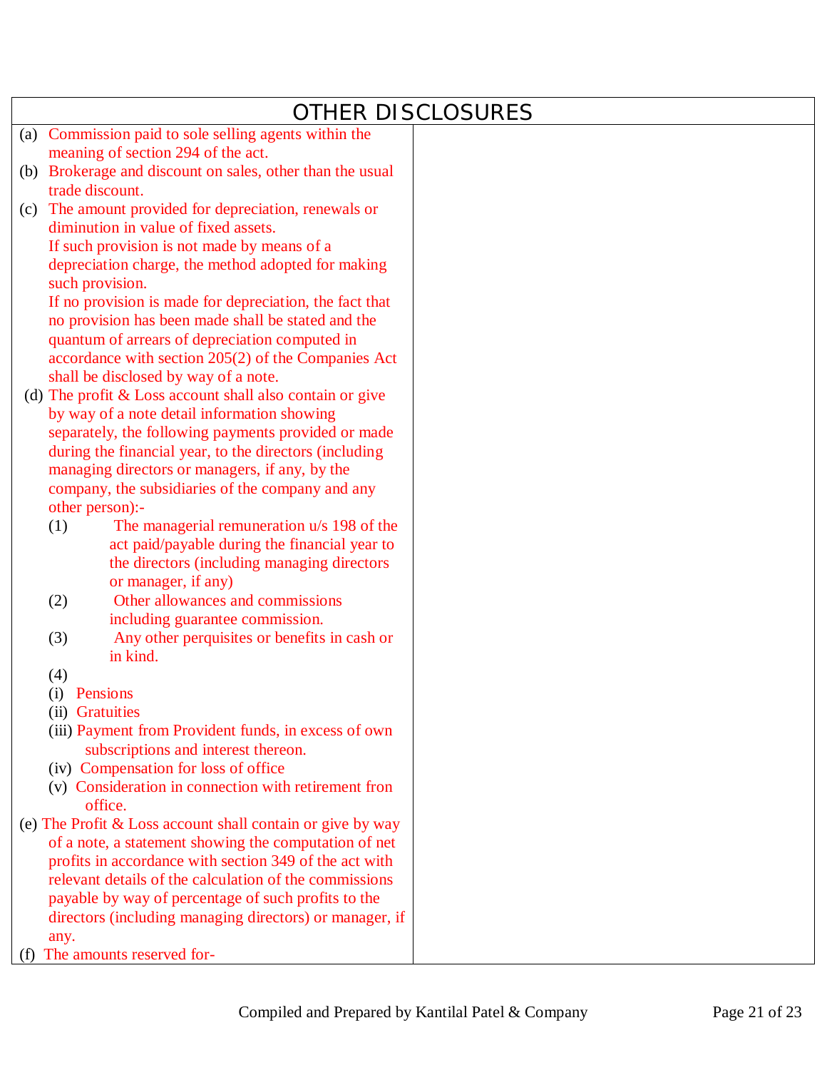# OTHER DISCLOSURES

| | |
|---|---|
| (a) Commission paid to sole selling agents within the meaning of section 294 of the act.<br>(b) Brokerage and discount on sales, other than the usual trade discount.<br>(c) The amount provided for depreciation, renewals or diminution in value of fixed assets.<br>If such provision is not made by means of a depreciation charge, the method adopted for making such provision.<br>If no provision is made for depreciation, the fact that no provision has been made shall be stated and the quantum of arrears of depreciation computed in accordance with section 205(2) of the Companies Act shall be disclosed by way of a note.<br>(d) The profit & Loss account shall also contain or give by way of a note detail information showing separately, the following payments provided or made during the financial year, to the directors (including managing directors or managers, if any, by the company, the subsidiaries of the company and any other person):-<br>(1) The managerial remuneration u/s 198 of the act paid/payable during the financial year to the directors (including managing directors or manager, if any)<br>(2) Other allowances and commissions including guarantee commission.<br>(3) Any other perquisites or benefits in cash or in kind.<br>(4)<br>(i) Pensions<br>(ii) Gratuities<br>(iii) Payment from Provident funds, in excess of own subscriptions and interest thereon.<br>(iv) Compensation for loss of office<br>(v) Consideration in connection with retirement fron office.<br>(e) The Profit & Loss account shall contain or give by way of a note, a statement showing the computation of net profits in accordance with section 349 of the act with relevant details of the calculation of the commissions payable by way of percentage of such profits to the directors (including managing directors) or manager, if any.<br>(f) The amounts reserved for- | |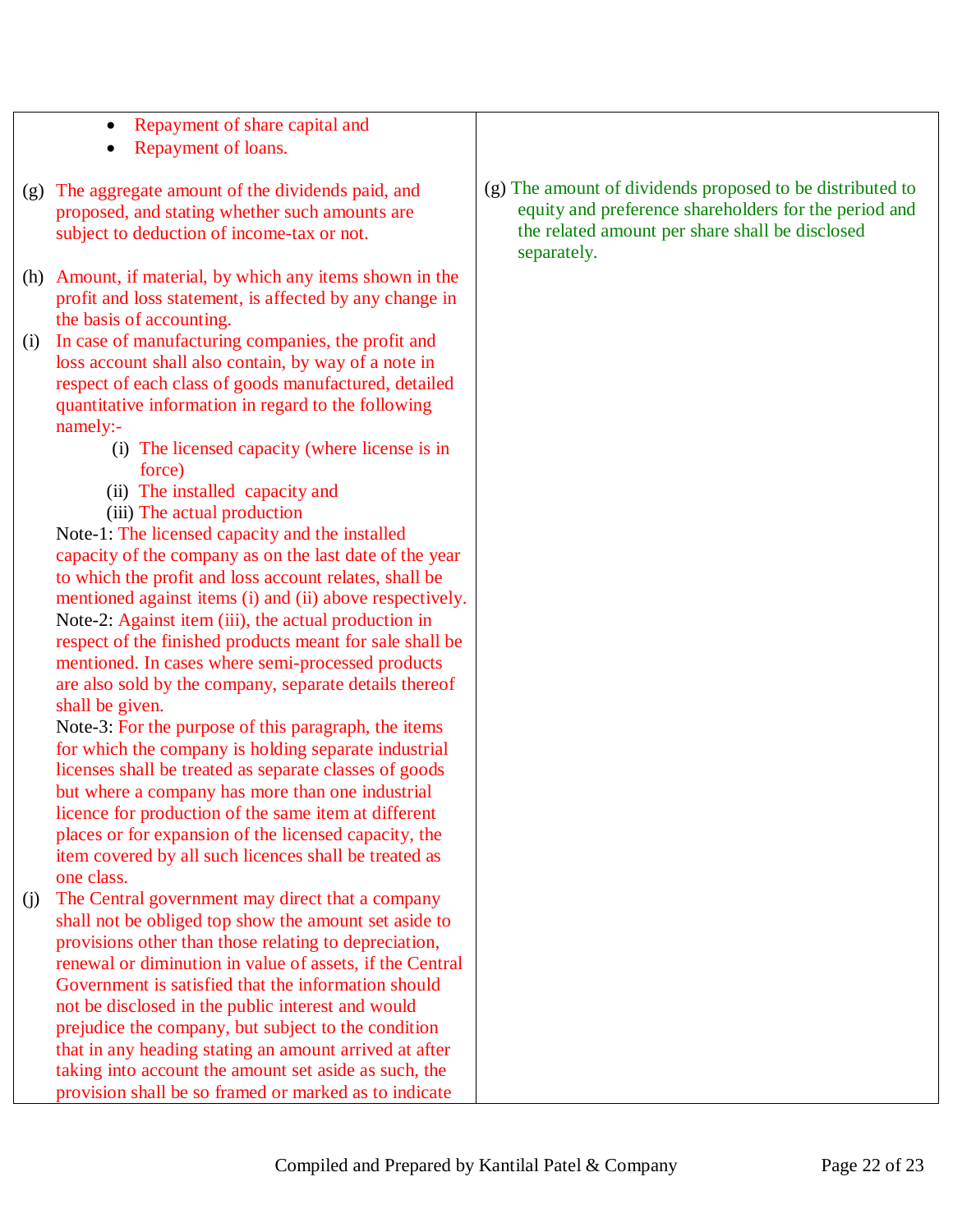| | |
|---|---|
| • Repayment of share capital and<br>• Repayment of loans.<br><br>(g) The aggregate amount of the dividends paid, and proposed, and stating whether such amounts are subject to deduction of income-tax or not.<br><br>(h) Amount, if material, by which any items shown in the profit and loss statement, is affected by any change in the basis of accounting.<br>(i) In case of manufacturing companies, the profit and loss account shall also contain, by way of a note in respect of each class of goods manufactured, detailed quantitative information in regard to the following namely:-<br>(i) The licensed capacity (where license is in force)<br>(ii) The installed capacity and<br>(iii) The actual production<br>Note-1: The licensed capacity and the installed capacity of the company as on the last date of the year to which the profit and loss account relates, shall be mentioned against items (i) and (ii) above respectively.<br>Note-2: Against item (iii), the actual production in respect of the finished products meant for sale shall be mentioned. In cases where semi-processed products are also sold by the company, separate details thereof shall be given.<br>Note-3: For the purpose of this paragraph, the items for which the company is holding separate industrial licenses shall be treated as separate classes of goods but where a company has more than one industrial licence for production of the same item at different places or for expansion of the licensed capacity, the item covered by all such licences shall be treated as one class.<br>(j) The Central government may direct that a company shall not be obliged top show the amount set aside to provisions other than those relating to depreciation, renewal or diminution in value of assets, if the Central Government is satisfied that the information should not be disclosed in the public interest and would prejudice the company, but subject to the condition that in any heading stating an amount arrived at after taking into account the amount set aside as such, the provision shall be so framed or marked as to indicate | <br><br><br>(g) The amount of dividends proposed to be distributed to equity and preference shareholders for the period and the related amount per share shall be disclosed separately. |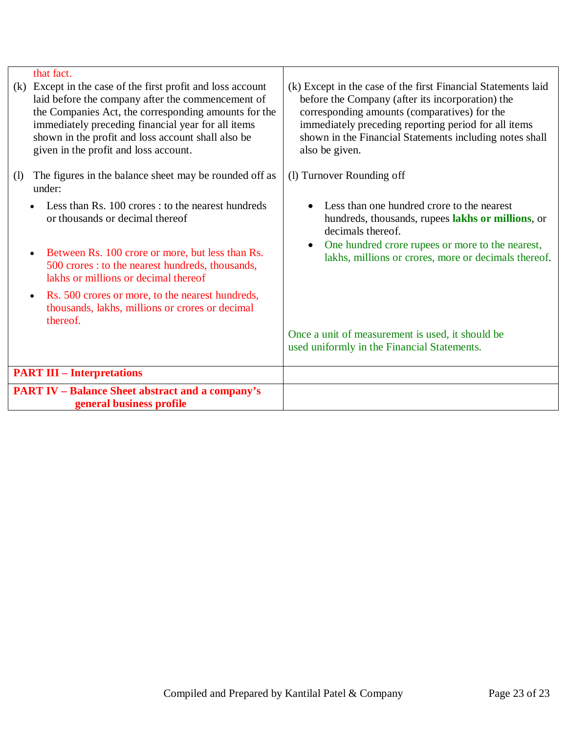| | |
|---|---|
| that fact.<br>(k) Except in the case of the first profit and loss account laid before the company after the commencement of the Companies Act, the corresponding amounts for the immediately preceding financial year for all items shown in the profit and loss account shall also be given in the profit and loss account.<br><br>(l) The figures in the balance sheet may be rounded off as under:<br>• Less than Rs. 100 crores : to the nearest hundreds or thousands or decimal thereof<br>• Between Rs. 100 crore or more, but less than Rs. 500 crores : to the nearest hundreds, thousands, lakhs or millions or decimal thereof<br>• Rs. 500 crores or more, to the nearest hundreds, thousands, lakhs, millions or crores or decimal thereof. | (k) Except in the case of the first Financial Statements laid before the Company (after its incorporation) the corresponding amounts (comparatives) for the immediately preceding reporting period for all items shown in the Financial Statements including notes shall also be given.<br><br>(l) Turnover Rounding off<br>• Less than one hundred crore to the nearest hundreds, thousands, rupees **lakhs or millions**, or decimals thereof.<br>• One hundred crore rupees or more to the nearest, lakhs, millions or crores, more or decimals thereof.<br><br>Once a unit of measurement is used, it should be used uniformly in the Financial Statements. |
| **PART III – Interpretations** | |
| **PART IV – Balance Sheet abstract and a company's general business profile** | |